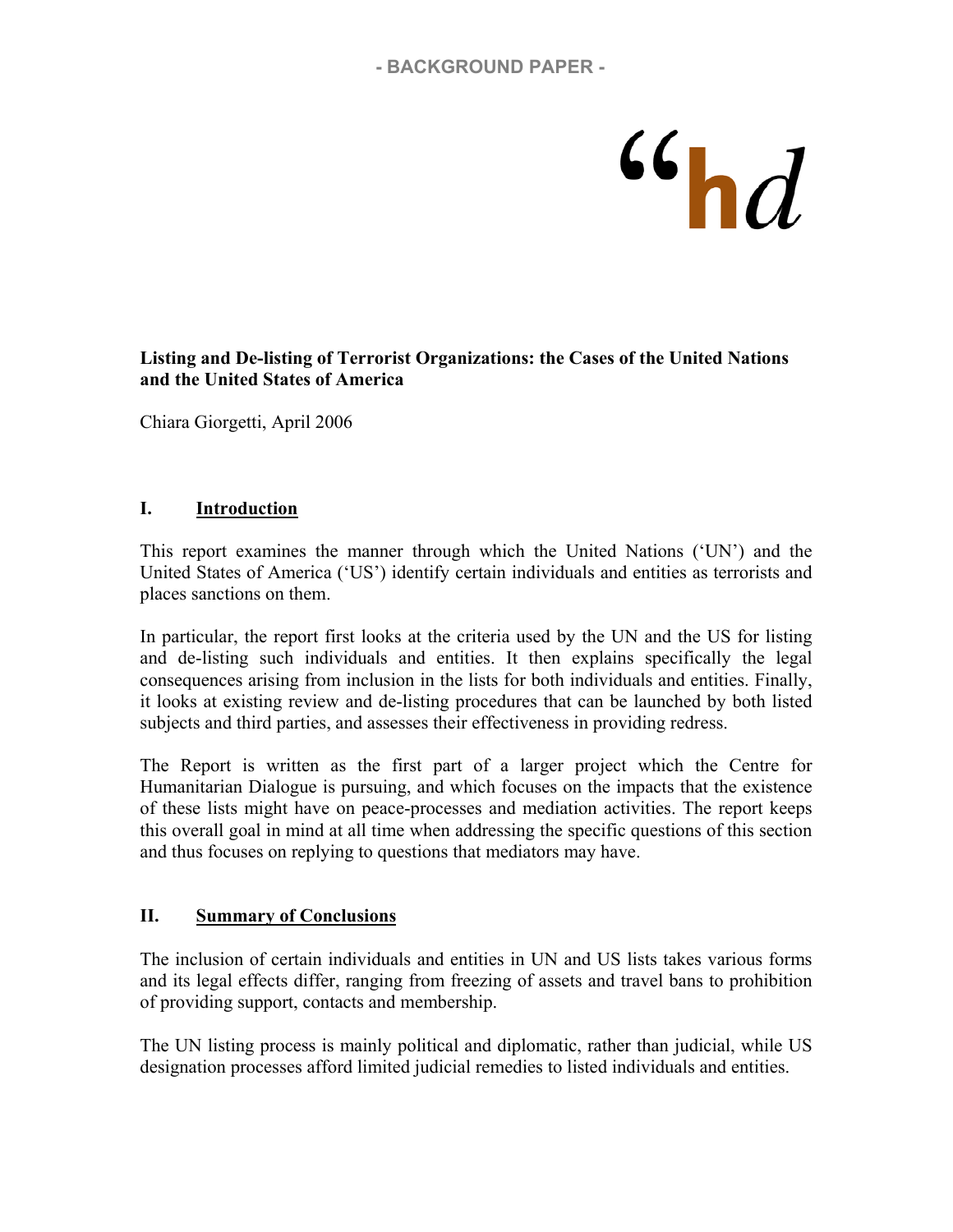**- BACKGROUND PAPER -**

“hd

**Listing and De-listing of Terrorist Organizations: the Cases of the United Nations and the United States of America**

Chiara Giorgetti, April 2006

## I. Introduction

This report examines the manner through which the United Nations (‘UN’) and the United States of America (‘US’) identify certain individuals and entities as terrorists and places sanctions on them.

In particular, the report first looks at the criteria used by the UN and the US for listing and de-listing such individuals and entities. It then explains specifically the legal consequences arising from inclusion in the lists for both individuals and entities. Finally, it looks at existing review and de-listing procedures that can be launched by both listed subjects and third parties, and assesses their effectiveness in providing redress.

The Report is written as the first part of a larger project which the Centre for Humanitarian Dialogue is pursuing, and which focuses on the impacts that the existence of these lists might have on peace-processes and mediation activities. The report keeps this overall goal in mind at all time when addressing the specific questions of this section and thus focuses on replying to questions that mediators may have.

## II. Summary of Conclusions

The inclusion of certain individuals and entities in UN and US lists takes various forms and its legal effects differ, ranging from freezing of assets and travel bans to prohibition of providing support, contacts and membership.

The UN listing process is mainly political and diplomatic, rather than judicial, while US designation processes afford limited judicial remedies to listed individuals and entities.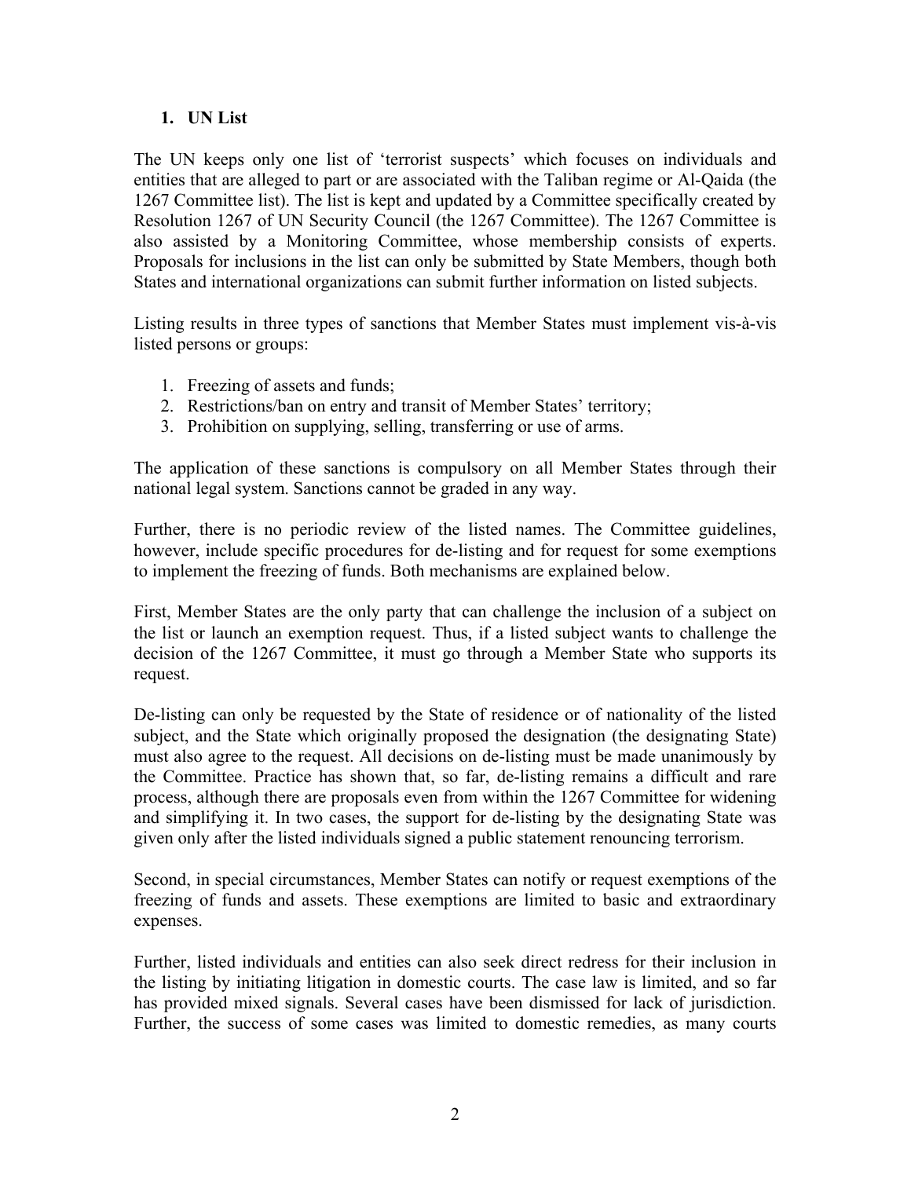## 1. UN List

The UN keeps only one list of 'terrorist suspects' which focuses on individuals and entities that are alleged to part or are associated with the Taliban regime or Al-Qaida (the 1267 Committee list). The list is kept and updated by a Committee specifically created by Resolution 1267 of UN Security Council (the 1267 Committee). The 1267 Committee is also assisted by a Monitoring Committee, whose membership consists of experts. Proposals for inclusions in the list can only be submitted by State Members, though both States and international organizations can submit further information on listed subjects.

Listing results in three types of sanctions that Member States must implement vis-à-vis listed persons or groups:

1. Freezing of assets and funds;
2. Restrictions/ban on entry and transit of Member States' territory;
3. Prohibition on supplying, selling, transferring or use of arms.

The application of these sanctions is compulsory on all Member States through their national legal system. Sanctions cannot be graded in any way.

Further, there is no periodic review of the listed names. The Committee guidelines, however, include specific procedures for de-listing and for request for some exemptions to implement the freezing of funds. Both mechanisms are explained below.

First, Member States are the only party that can challenge the inclusion of a subject on the list or launch an exemption request. Thus, if a listed subject wants to challenge the decision of the 1267 Committee, it must go through a Member State who supports its request.

De-listing can only be requested by the State of residence or of nationality of the listed subject, and the State which originally proposed the designation (the designating State) must also agree to the request. All decisions on de-listing must be made unanimously by the Committee. Practice has shown that, so far, de-listing remains a difficult and rare process, although there are proposals even from within the 1267 Committee for widening and simplifying it. In two cases, the support for de-listing by the designating State was given only after the listed individuals signed a public statement renouncing terrorism.

Second, in special circumstances, Member States can notify or request exemptions of the freezing of funds and assets. These exemptions are limited to basic and extraordinary expenses.

Further, listed individuals and entities can also seek direct redress for their inclusion in the listing by initiating litigation in domestic courts. The case law is limited, and so far has provided mixed signals. Several cases have been dismissed for lack of jurisdiction. Further, the success of some cases was limited to domestic remedies, as many courts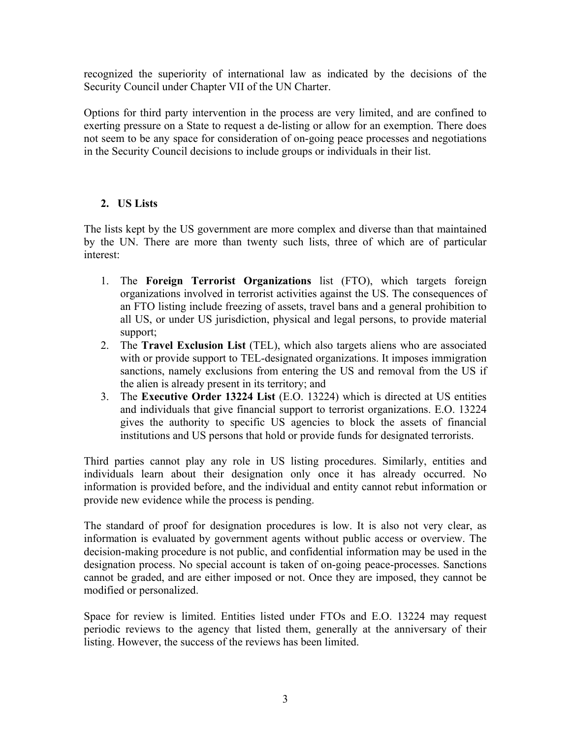recognized the superiority of international law as indicated by the decisions of the Security Council under Chapter VII of the UN Charter.

Options for third party intervention in the process are very limited, and are confined to exerting pressure on a State to request a de-listing or allow for an exemption. There does not seem to be any space for consideration of on-going peace processes and negotiations in the Security Council decisions to include groups or individuals in their list.

## 2. US Lists

The lists kept by the US government are more complex and diverse than that maintained by the UN. There are more than twenty such lists, three of which are of particular interest:

1. The **Foreign Terrorist Organizations** list (FTO), which targets foreign organizations involved in terrorist activities against the US. The consequences of an FTO listing include freezing of assets, travel bans and a general prohibition to all US, or under US jurisdiction, physical and legal persons, to provide material support;
2. The **Travel Exclusion List** (TEL), which also targets aliens who are associated with or provide support to TEL-designated organizations. It imposes immigration sanctions, namely exclusions from entering the US and removal from the US if the alien is already present in its territory; and
3. The **Executive Order 13224 List** (E.O. 13224) which is directed at US entities and individuals that give financial support to terrorist organizations. E.O. 13224 gives the authority to specific US agencies to block the assets of financial institutions and US persons that hold or provide funds for designated terrorists.

Third parties cannot play any role in US listing procedures. Similarly, entities and individuals learn about their designation only once it has already occurred. No information is provided before, and the individual and entity cannot rebut information or provide new evidence while the process is pending.

The standard of proof for designation procedures is low. It is also not very clear, as information is evaluated by government agents without public access or overview. The decision-making procedure is not public, and confidential information may be used in the designation process. No special account is taken of on-going peace-processes. Sanctions cannot be graded, and are either imposed or not. Once they are imposed, they cannot be modified or personalized.

Space for review is limited. Entities listed under FTOs and E.O. 13224 may request periodic reviews to the agency that listed them, generally at the anniversary of their listing. However, the success of the reviews has been limited.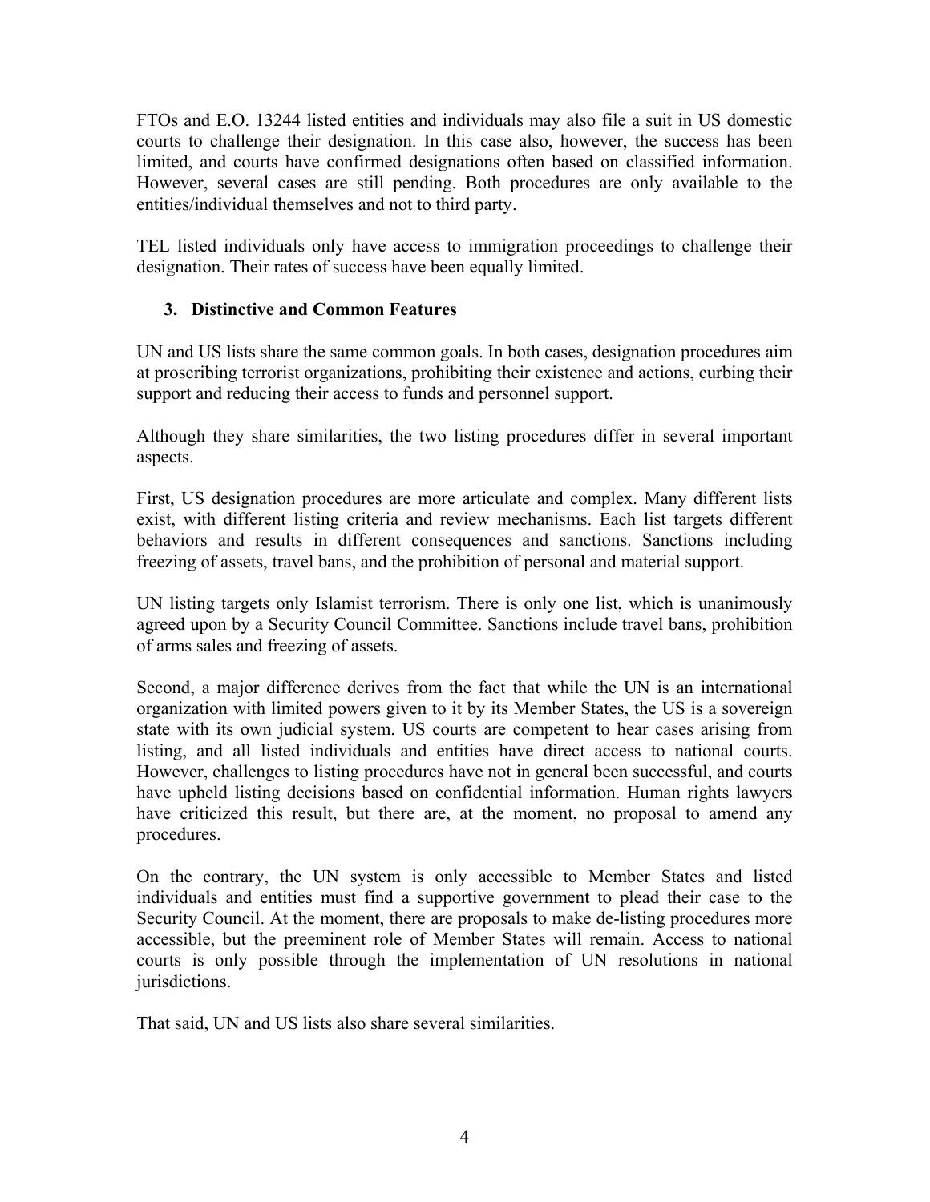FTOs and E.O. 13244 listed entities and individuals may also file a suit in US domestic courts to challenge their designation. In this case also, however, the success has been limited, and courts have confirmed designations often based on classified information. However, several cases are still pending. Both procedures are only available to the entities/individual themselves and not to third party.

TEL listed individuals only have access to immigration proceedings to challenge their designation. Their rates of success have been equally limited.

### 3. Distinctive and Common Features

UN and US lists share the same common goals. In both cases, designation procedures aim at proscribing terrorist organizations, prohibiting their existence and actions, curbing their support and reducing their access to funds and personnel support.

Although they share similarities, the two listing procedures differ in several important aspects.

First, US designation procedures are more articulate and complex. Many different lists exist, with different listing criteria and review mechanisms. Each list targets different behaviors and results in different consequences and sanctions. Sanctions including freezing of assets, travel bans, and the prohibition of personal and material support.

UN listing targets only Islamist terrorism. There is only one list, which is unanimously agreed upon by a Security Council Committee. Sanctions include travel bans, prohibition of arms sales and freezing of assets.

Second, a major difference derives from the fact that while the UN is an international organization with limited powers given to it by its Member States, the US is a sovereign state with its own judicial system. US courts are competent to hear cases arising from listing, and all listed individuals and entities have direct access to national courts. However, challenges to listing procedures have not in general been successful, and courts have upheld listing decisions based on confidential information. Human rights lawyers have criticized this result, but there are, at the moment, no proposal to amend any procedures.

On the contrary, the UN system is only accessible to Member States and listed individuals and entities must find a supportive government to plead their case to the Security Council. At the moment, there are proposals to make de-listing procedures more accessible, but the preeminent role of Member States will remain. Access to national courts is only possible through the implementation of UN resolutions in national jurisdictions.

That said, UN and US lists also share several similarities.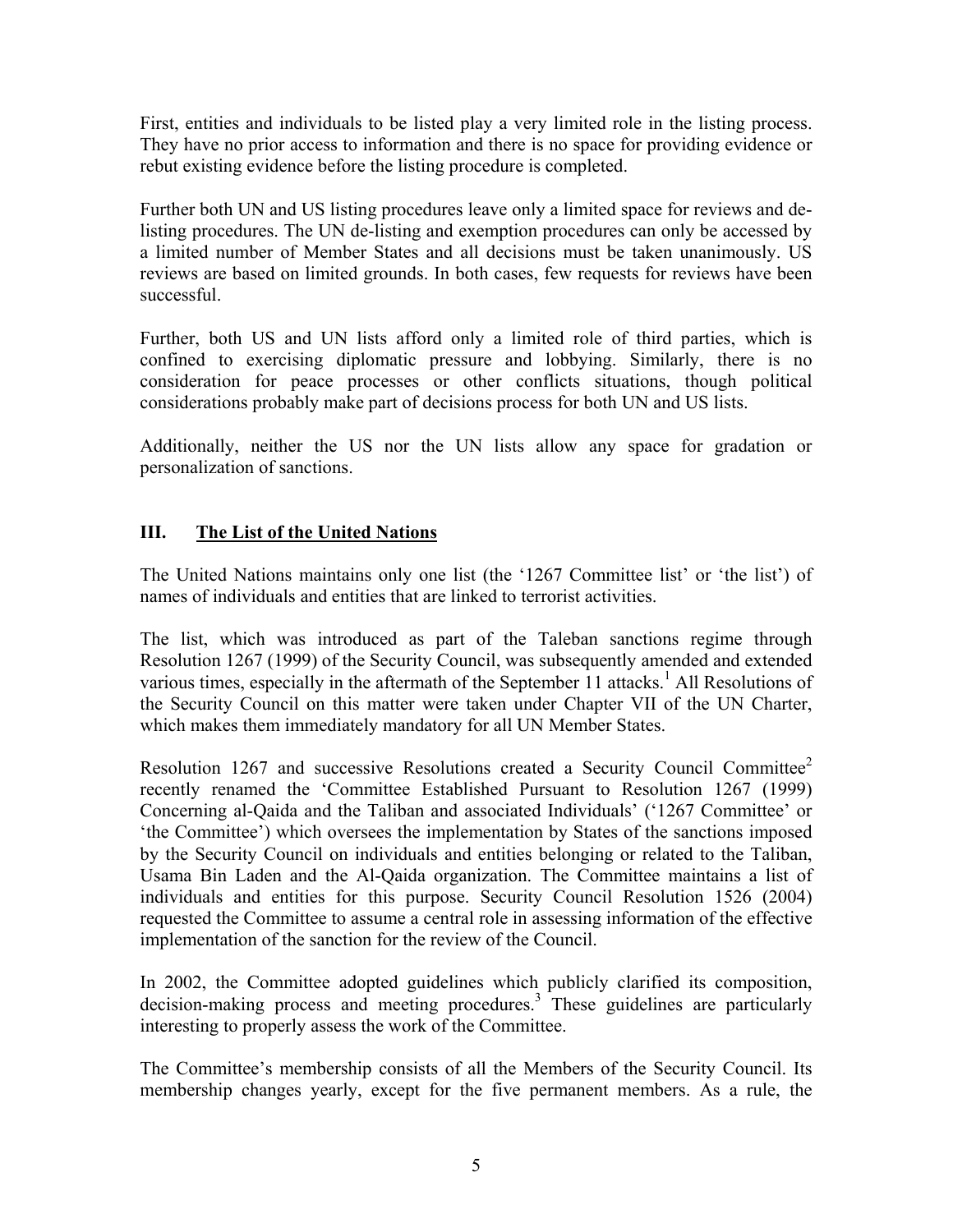First, entities and individuals to be listed play a very limited role in the listing process. They have no prior access to information and there is no space for providing evidence or rebut existing evidence before the listing procedure is completed.

Further both UN and US listing procedures leave only a limited space for reviews and de-listing procedures. The UN de-listing and exemption procedures can only be accessed by a limited number of Member States and all decisions must be taken unanimously. US reviews are based on limited grounds. In both cases, few requests for reviews have been successful.

Further, both US and UN lists afford only a limited role of third parties, which is confined to exercising diplomatic pressure and lobbying. Similarly, there is no consideration for peace processes or other conflicts situations, though political considerations probably make part of decisions process for both UN and US lists.

Additionally, neither the US nor the UN lists allow any space for gradation or personalization of sanctions.

## III. <u>The List of the United Nations</u>

The United Nations maintains only one list (the '1267 Committee list' or 'the list') of names of individuals and entities that are linked to terrorist activities.

The list, which was introduced as part of the Taleban sanctions regime through Resolution 1267 (1999) of the Security Council, was subsequently amended and extended various times, especially in the aftermath of the September 11 attacks.[1] All Resolutions of the Security Council on this matter were taken under Chapter VII of the UN Charter, which makes them immediately mandatory for all UN Member States.

Resolution 1267 and successive Resolutions created a Security Council Committee[2] recently renamed the 'Committee Established Pursuant to Resolution 1267 (1999) Concerning al-Qaida and the Taliban and associated Individuals' ('1267 Committee' or 'the Committee') which oversees the implementation by States of the sanctions imposed by the Security Council on individuals and entities belonging or related to the Taliban, Usama Bin Laden and the Al-Qaida organization. The Committee maintains a list of individuals and entities for this purpose. Security Council Resolution 1526 (2004) requested the Committee to assume a central role in assessing information of the effective implementation of the sanction for the review of the Council.

In 2002, the Committee adopted guidelines which publicly clarified its composition, decision-making process and meeting procedures.[3] These guidelines are particularly interesting to properly assess the work of the Committee.

The Committee's membership consists of all the Members of the Security Council. Its membership changes yearly, except for the five permanent members. As a rule, the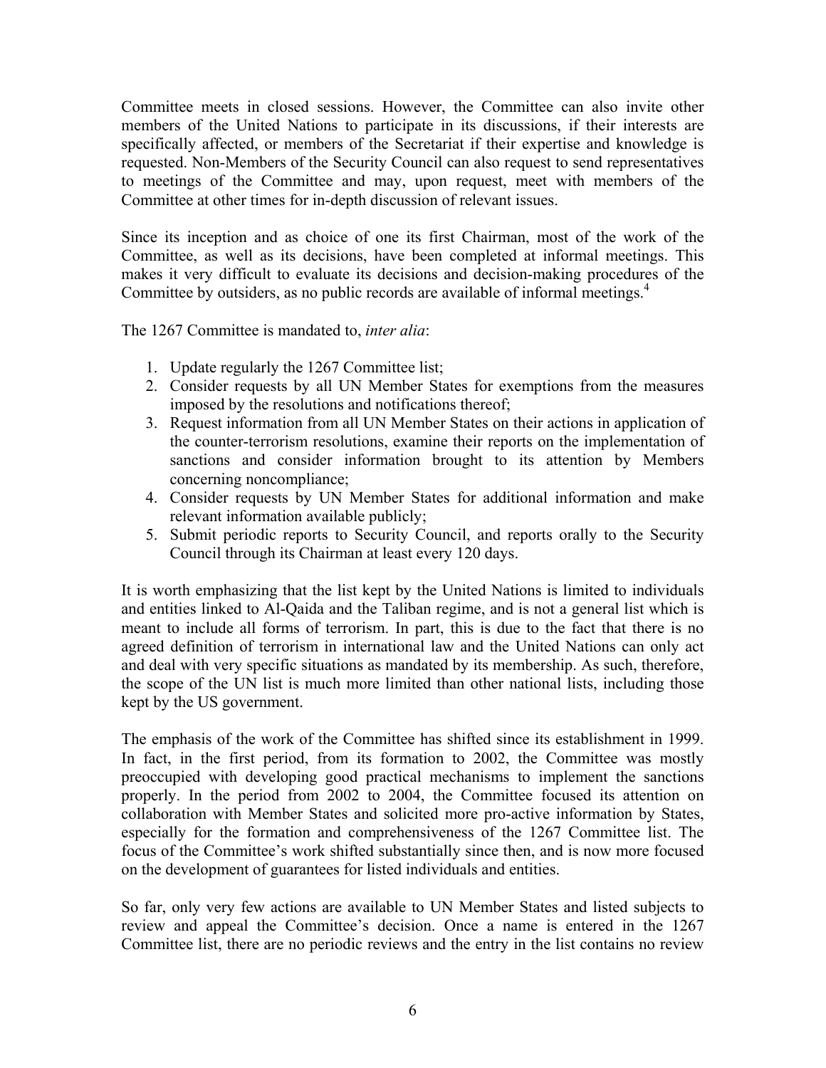Committee meets in closed sessions. However, the Committee can also invite other members of the United Nations to participate in its discussions, if their interests are specifically affected, or members of the Secretariat if their expertise and knowledge is requested. Non-Members of the Security Council can also request to send representatives to meetings of the Committee and may, upon request, meet with members of the Committee at other times for in-depth discussion of relevant issues.

Since its inception and as choice of one its first Chairman, most of the work of the Committee, as well as its decisions, have been completed at informal meetings. This makes it very difficult to evaluate its decisions and decision-making procedures of the Committee by outsiders, as no public records are available of informal meetings.[4]

The 1267 Committee is mandated to, *inter alia*:

1. Update regularly the 1267 Committee list;
2. Consider requests by all UN Member States for exemptions from the measures imposed by the resolutions and notifications thereof;
3. Request information from all UN Member States on their actions in application of the counter-terrorism resolutions, examine their reports on the implementation of sanctions and consider information brought to its attention by Members concerning noncompliance;
4. Consider requests by UN Member States for additional information and make relevant information available publicly;
5. Submit periodic reports to Security Council, and reports orally to the Security Council through its Chairman at least every 120 days.

It is worth emphasizing that the list kept by the United Nations is limited to individuals and entities linked to Al-Qaida and the Taliban regime, and is not a general list which is meant to include all forms of terrorism. In part, this is due to the fact that there is no agreed definition of terrorism in international law and the United Nations can only act and deal with very specific situations as mandated by its membership. As such, therefore, the scope of the UN list is much more limited than other national lists, including those kept by the US government.

The emphasis of the work of the Committee has shifted since its establishment in 1999. In fact, in the first period, from its formation to 2002, the Committee was mostly preoccupied with developing good practical mechanisms to implement the sanctions properly. In the period from 2002 to 2004, the Committee focused its attention on collaboration with Member States and solicited more pro-active information by States, especially for the formation and comprehensiveness of the 1267 Committee list. The focus of the Committee's work shifted substantially since then, and is now more focused on the development of guarantees for listed individuals and entities.

So far, only very few actions are available to UN Member States and listed subjects to review and appeal the Committee's decision. Once a name is entered in the 1267 Committee list, there are no periodic reviews and the entry in the list contains no review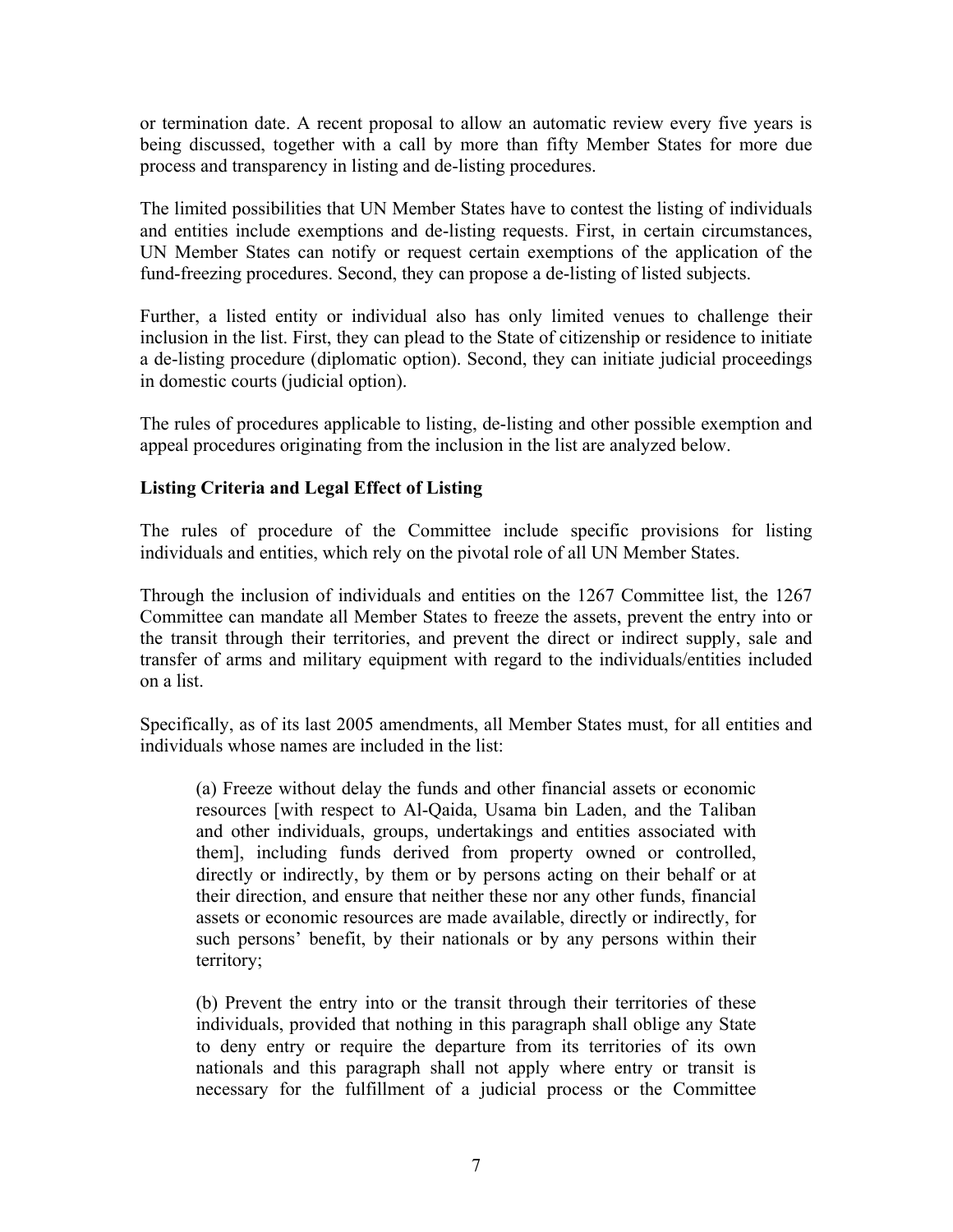or termination date. A recent proposal to allow an automatic review every five years is being discussed, together with a call by more than fifty Member States for more due process and transparency in listing and de-listing procedures.

The limited possibilities that UN Member States have to contest the listing of individuals and entities include exemptions and de-listing requests. First, in certain circumstances, UN Member States can notify or request certain exemptions of the application of the fund-freezing procedures. Second, they can propose a de-listing of listed subjects.

Further, a listed entity or individual also has only limited venues to challenge their inclusion in the list. First, they can plead to the State of citizenship or residence to initiate a de-listing procedure (diplomatic option). Second, they can initiate judicial proceedings in domestic courts (judicial option).

The rules of procedures applicable to listing, de-listing and other possible exemption and appeal procedures originating from the inclusion in the list are analyzed below.

**Listing Criteria and Legal Effect of Listing**

The rules of procedure of the Committee include specific provisions for listing individuals and entities, which rely on the pivotal role of all UN Member States.

Through the inclusion of individuals and entities on the 1267 Committee list, the 1267 Committee can mandate all Member States to freeze the assets, prevent the entry into or the transit through their territories, and prevent the direct or indirect supply, sale and transfer of arms and military equipment with regard to the individuals/entities included on a list.

Specifically, as of its last 2005 amendments, all Member States must, for all entities and individuals whose names are included in the list:

> (a) Freeze without delay the funds and other financial assets or economic resources [with respect to Al-Qaida, Usama bin Laden, and the Taliban and other individuals, groups, undertakings and entities associated with them], including funds derived from property owned or controlled, directly or indirectly, by them or by persons acting on their behalf or at their direction, and ensure that neither these nor any other funds, financial assets or economic resources are made available, directly or indirectly, for such persons' benefit, by their nationals or by any persons within their territory;
>
> (b) Prevent the entry into or the transit through their territories of these individuals, provided that nothing in this paragraph shall oblige any State to deny entry or require the departure from its territories of its own nationals and this paragraph shall not apply where entry or transit is necessary for the fulfillment of a judicial process or the Committee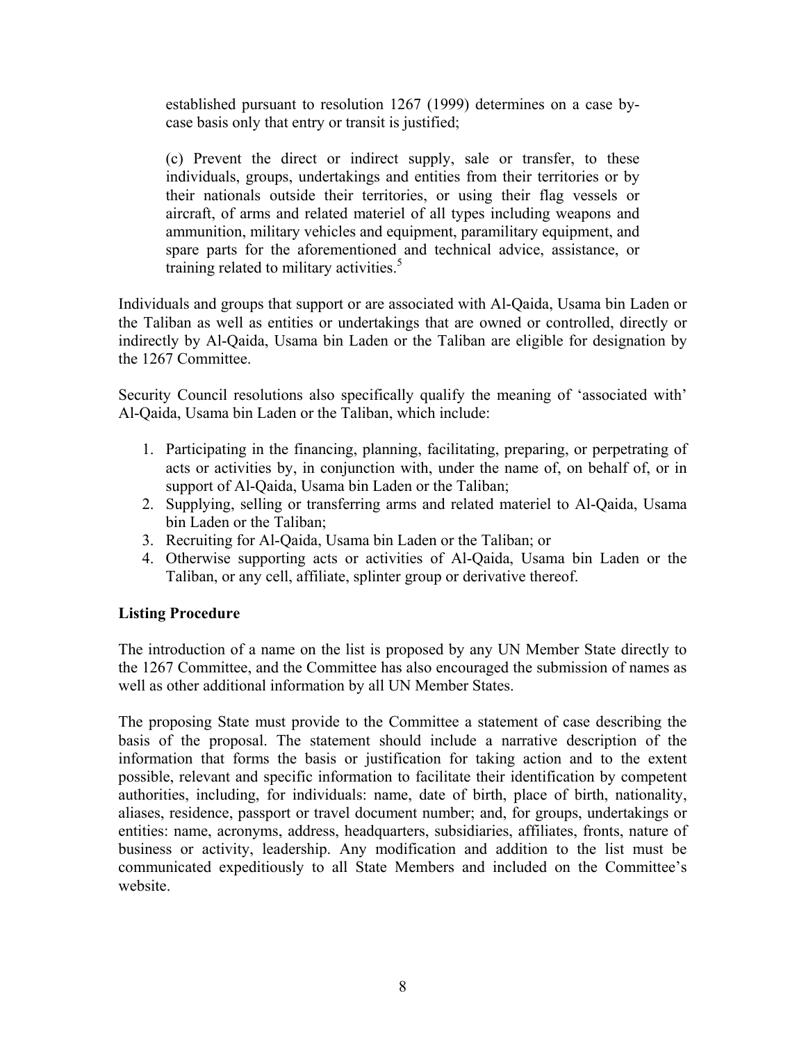> established pursuant to resolution 1267 (1999) determines on a case by-case basis only that entry or transit is justified;
>
> (c) Prevent the direct or indirect supply, sale or transfer, to these individuals, groups, undertakings and entities from their territories or by their nationals outside their territories, or using their flag vessels or aircraft, of arms and related materiel of all types including weapons and ammunition, military vehicles and equipment, paramilitary equipment, and spare parts for the aforementioned and technical advice, assistance, or training related to military activities.[5]

Individuals and groups that support or are associated with Al-Qaida, Usama bin Laden or the Taliban as well as entities or undertakings that are owned or controlled, directly or indirectly by Al-Qaida, Usama bin Laden or the Taliban are eligible for designation by the 1267 Committee.

Security Council resolutions also specifically qualify the meaning of 'associated with' Al-Qaida, Usama bin Laden or the Taliban, which include:

1. Participating in the financing, planning, facilitating, preparing, or perpetrating of acts or activities by, in conjunction with, under the name of, on behalf of, or in support of Al-Qaida, Usama bin Laden or the Taliban;
2. Supplying, selling or transferring arms and related materiel to Al-Qaida, Usama bin Laden or the Taliban;
3. Recruiting for Al-Qaida, Usama bin Laden or the Taliban; or
4. Otherwise supporting acts or activities of Al-Qaida, Usama bin Laden or the Taliban, or any cell, affiliate, splinter group or derivative thereof.

**Listing Procedure**

The introduction of a name on the list is proposed by any UN Member State directly to the 1267 Committee, and the Committee has also encouraged the submission of names as well as other additional information by all UN Member States.

The proposing State must provide to the Committee a statement of case describing the basis of the proposal. The statement should include a narrative description of the information that forms the basis or justification for taking action and to the extent possible, relevant and specific information to facilitate their identification by competent authorities, including, for individuals: name, date of birth, place of birth, nationality, aliases, residence, passport or travel document number; and, for groups, undertakings or entities: name, acronyms, address, headquarters, subsidiaries, affiliates, fronts, nature of business or activity, leadership. Any modification and addition to the list must be communicated expeditiously to all State Members and included on the Committee's website.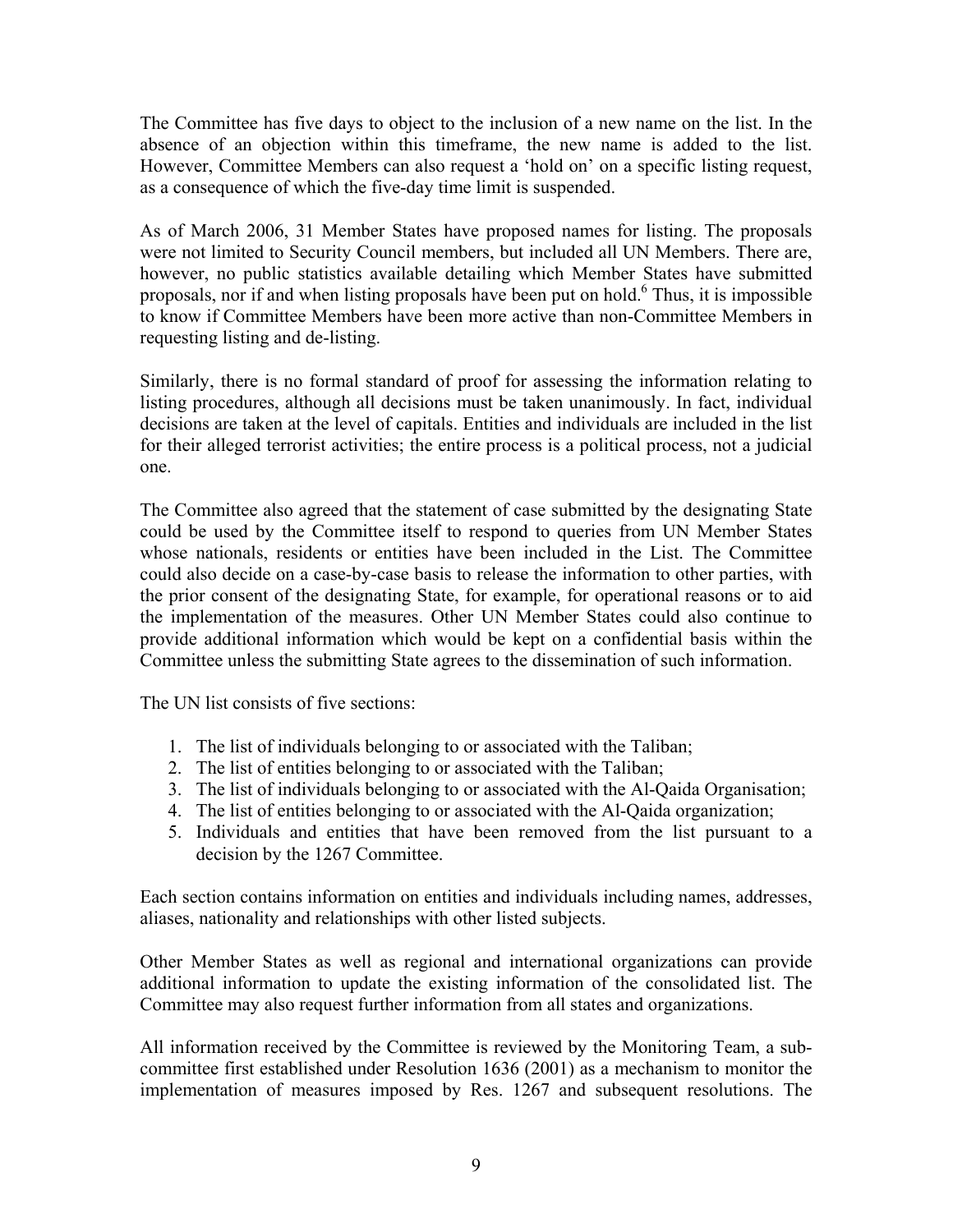The Committee has five days to object to the inclusion of a new name on the list. In the absence of an objection within this timeframe, the new name is added to the list. However, Committee Members can also request a 'hold on' on a specific listing request, as a consequence of which the five-day time limit is suspended.

As of March 2006, 31 Member States have proposed names for listing. The proposals were not limited to Security Council members, but included all UN Members. There are, however, no public statistics available detailing which Member States have submitted proposals, nor if and when listing proposals have been put on hold.[6] Thus, it is impossible to know if Committee Members have been more active than non-Committee Members in requesting listing and de-listing.

Similarly, there is no formal standard of proof for assessing the information relating to listing procedures, although all decisions must be taken unanimously. In fact, individual decisions are taken at the level of capitals. Entities and individuals are included in the list for their alleged terrorist activities; the entire process is a political process, not a judicial one.

The Committee also agreed that the statement of case submitted by the designating State could be used by the Committee itself to respond to queries from UN Member States whose nationals, residents or entities have been included in the List. The Committee could also decide on a case-by-case basis to release the information to other parties, with the prior consent of the designating State, for example, for operational reasons or to aid the implementation of the measures. Other UN Member States could also continue to provide additional information which would be kept on a confidential basis within the Committee unless the submitting State agrees to the dissemination of such information.

The UN list consists of five sections:

1. The list of individuals belonging to or associated with the Taliban;
2. The list of entities belonging to or associated with the Taliban;
3. The list of individuals belonging to or associated with the Al-Qaida Organisation;
4. The list of entities belonging to or associated with the Al-Qaida organization;
5. Individuals and entities that have been removed from the list pursuant to a decision by the 1267 Committee.

Each section contains information on entities and individuals including names, addresses, aliases, nationality and relationships with other listed subjects.

Other Member States as well as regional and international organizations can provide additional information to update the existing information of the consolidated list. The Committee may also request further information from all states and organizations.

All information received by the Committee is reviewed by the Monitoring Team, a sub-committee first established under Resolution 1636 (2001) as a mechanism to monitor the implementation of measures imposed by Res. 1267 and subsequent resolutions. The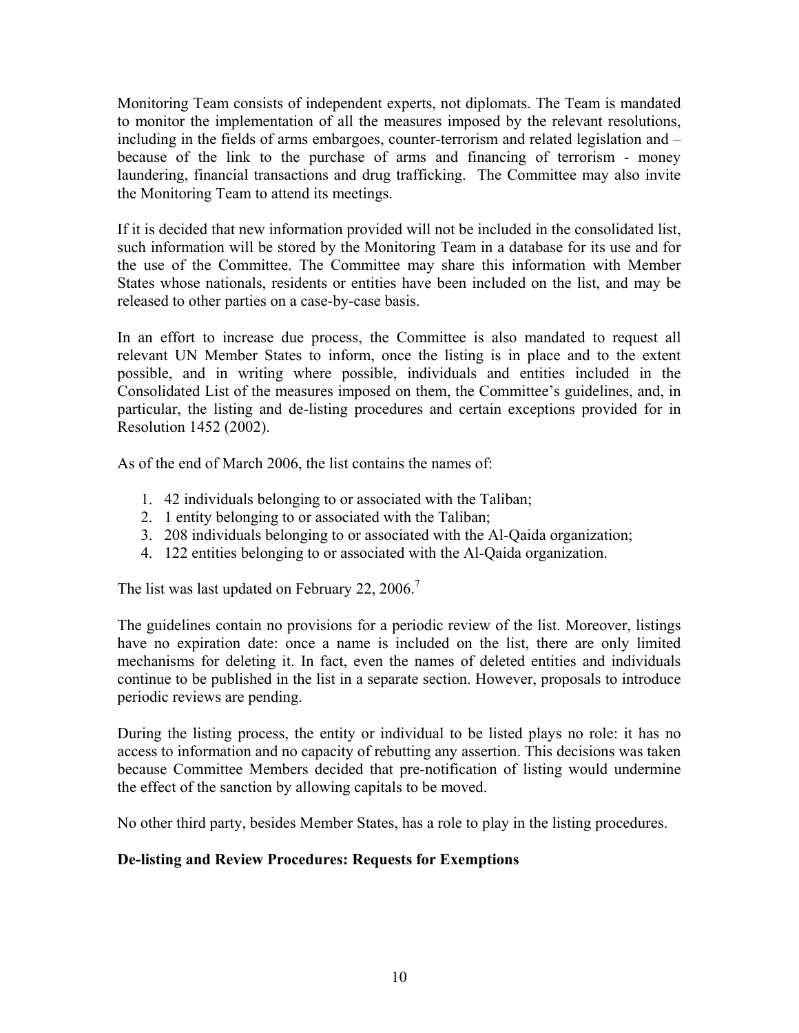Monitoring Team consists of independent experts, not diplomats. The Team is mandated to monitor the implementation of all the measures imposed by the relevant resolutions, including in the fields of arms embargoes, counter-terrorism and related legislation and – because of the link to the purchase of arms and financing of terrorism - money laundering, financial transactions and drug trafficking. The Committee may also invite the Monitoring Team to attend its meetings.

If it is decided that new information provided will not be included in the consolidated list, such information will be stored by the Monitoring Team in a database for its use and for the use of the Committee. The Committee may share this information with Member States whose nationals, residents or entities have been included on the list, and may be released to other parties on a case-by-case basis.

In an effort to increase due process, the Committee is also mandated to request all relevant UN Member States to inform, once the listing is in place and to the extent possible, and in writing where possible, individuals and entities included in the Consolidated List of the measures imposed on them, the Committee's guidelines, and, in particular, the listing and de-listing procedures and certain exceptions provided for in Resolution 1452 (2002).

As of the end of March 2006, the list contains the names of:

1. 42 individuals belonging to or associated with the Taliban;
2. 1 entity belonging to or associated with the Taliban;
3. 208 individuals belonging to or associated with the Al-Qaida organization;
4. 122 entities belonging to or associated with the Al-Qaida organization.

The list was last updated on February 22, 2006.[7]

The guidelines contain no provisions for a periodic review of the list. Moreover, listings have no expiration date: once a name is included on the list, there are only limited mechanisms for deleting it. In fact, even the names of deleted entities and individuals continue to be published in the list in a separate section. However, proposals to introduce periodic reviews are pending.

During the listing process, the entity or individual to be listed plays no role: it has no access to information and no capacity of rebutting any assertion. This decisions was taken because Committee Members decided that pre-notification of listing would undermine the effect of the sanction by allowing capitals to be moved.

No other third party, besides Member States, has a role to play in the listing procedures.

**De-listing and Review Procedures: Requests for Exemptions**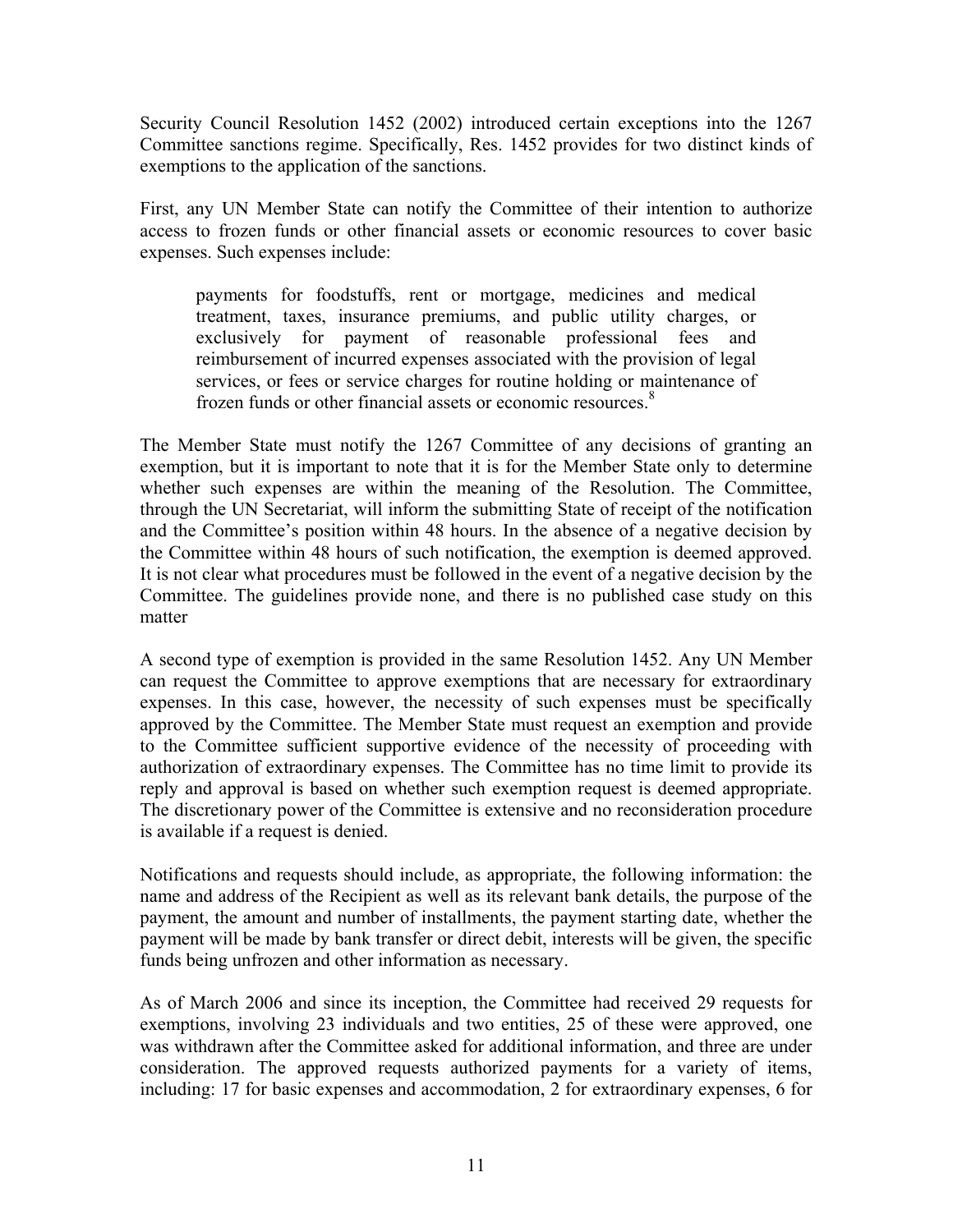Security Council Resolution 1452 (2002) introduced certain exceptions into the 1267 Committee sanctions regime. Specifically, Res. 1452 provides for two distinct kinds of exemptions to the application of the sanctions.

First, any UN Member State can notify the Committee of their intention to authorize access to frozen funds or other financial assets or economic resources to cover basic expenses. Such expenses include:

> payments for foodstuffs, rent or mortgage, medicines and medical treatment, taxes, insurance premiums, and public utility charges, or exclusively for payment of reasonable professional fees and reimbursement of incurred expenses associated with the provision of legal services, or fees or service charges for routine holding or maintenance of frozen funds or other financial assets or economic resources.[8]

The Member State must notify the 1267 Committee of any decisions of granting an exemption, but it is important to note that it is for the Member State only to determine whether such expenses are within the meaning of the Resolution. The Committee, through the UN Secretariat, will inform the submitting State of receipt of the notification and the Committee's position within 48 hours. In the absence of a negative decision by the Committee within 48 hours of such notification, the exemption is deemed approved. It is not clear what procedures must be followed in the event of a negative decision by the Committee. The guidelines provide none, and there is no published case study on this matter

A second type of exemption is provided in the same Resolution 1452. Any UN Member can request the Committee to approve exemptions that are necessary for extraordinary expenses. In this case, however, the necessity of such expenses must be specifically approved by the Committee. The Member State must request an exemption and provide to the Committee sufficient supportive evidence of the necessity of proceeding with authorization of extraordinary expenses. The Committee has no time limit to provide its reply and approval is based on whether such exemption request is deemed appropriate. The discretionary power of the Committee is extensive and no reconsideration procedure is available if a request is denied.

Notifications and requests should include, as appropriate, the following information: the name and address of the Recipient as well as its relevant bank details, the purpose of the payment, the amount and number of installments, the payment starting date, whether the payment will be made by bank transfer or direct debit, interests will be given, the specific funds being unfrozen and other information as necessary.

As of March 2006 and since its inception, the Committee had received 29 requests for exemptions, involving 23 individuals and two entities, 25 of these were approved, one was withdrawn after the Committee asked for additional information, and three are under consideration. The approved requests authorized payments for a variety of items, including: 17 for basic expenses and accommodation, 2 for extraordinary expenses, 6 for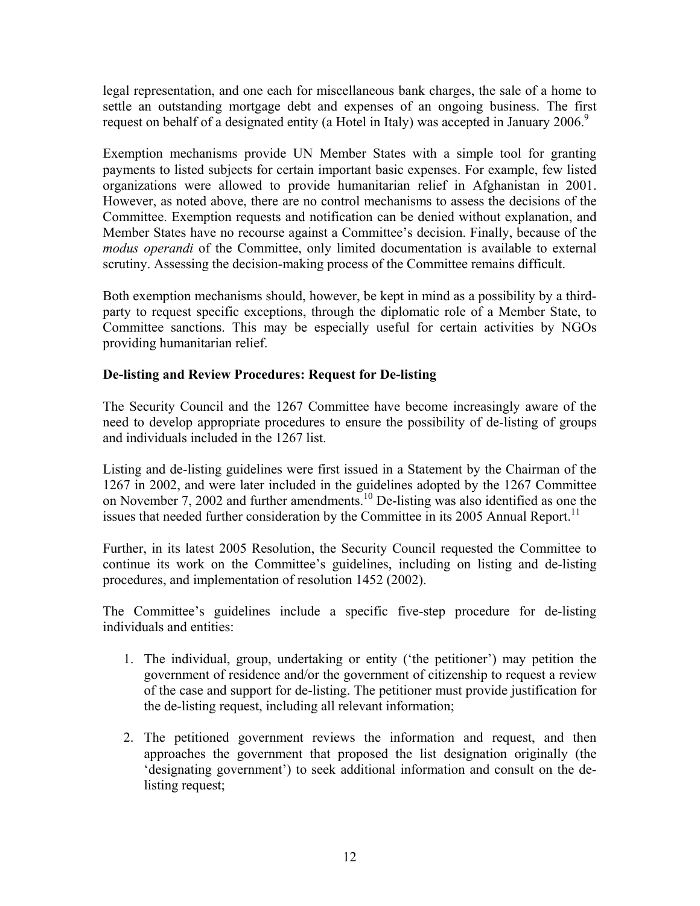legal representation, and one each for miscellaneous bank charges, the sale of a home to settle an outstanding mortgage debt and expenses of an ongoing business. The first request on behalf of a designated entity (a Hotel in Italy) was accepted in January 2006.[9]

Exemption mechanisms provide UN Member States with a simple tool for granting payments to listed subjects for certain important basic expenses. For example, few listed organizations were allowed to provide humanitarian relief in Afghanistan in 2001. However, as noted above, there are no control mechanisms to assess the decisions of the Committee. Exemption requests and notification can be denied without explanation, and Member States have no recourse against a Committee's decision. Finally, because of the *modus operandi* of the Committee, only limited documentation is available to external scrutiny. Assessing the decision-making process of the Committee remains difficult.

Both exemption mechanisms should, however, be kept in mind as a possibility by a third-party to request specific exceptions, through the diplomatic role of a Member State, to Committee sanctions. This may be especially useful for certain activities by NGOs providing humanitarian relief.

**De-listing and Review Procedures: Request for De-listing**

The Security Council and the 1267 Committee have become increasingly aware of the need to develop appropriate procedures to ensure the possibility of de-listing of groups and individuals included in the 1267 list.

Listing and de-listing guidelines were first issued in a Statement by the Chairman of the 1267 in 2002, and were later included in the guidelines adopted by the 1267 Committee on November 7, 2002 and further amendments.[10] De-listing was also identified as one the issues that needed further consideration by the Committee in its 2005 Annual Report.[11]

Further, in its latest 2005 Resolution, the Security Council requested the Committee to continue its work on the Committee's guidelines, including on listing and de-listing procedures, and implementation of resolution 1452 (2002).

The Committee's guidelines include a specific five-step procedure for de-listing individuals and entities:

1. The individual, group, undertaking or entity ('the petitioner') may petition the government of residence and/or the government of citizenship to request a review of the case and support for de-listing. The petitioner must provide justification for the de-listing request, including all relevant information;

2. The petitioned government reviews the information and request, and then approaches the government that proposed the list designation originally (the 'designating government') to seek additional information and consult on the de-listing request;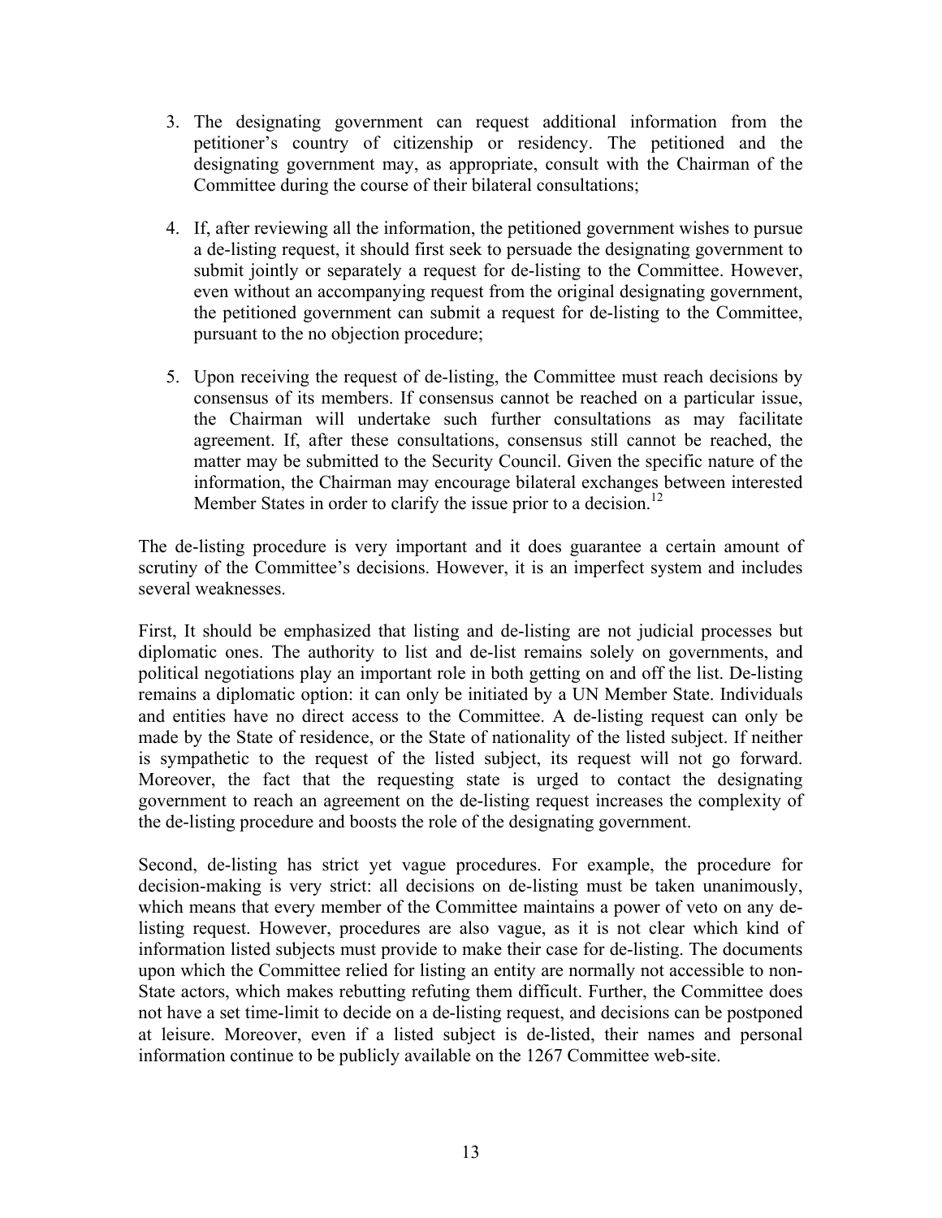3. The designating government can request additional information from the petitioner's country of citizenship or residency. The petitioned and the designating government may, as appropriate, consult with the Chairman of the Committee during the course of their bilateral consultations;

4. If, after reviewing all the information, the petitioned government wishes to pursue a de-listing request, it should first seek to persuade the designating government to submit jointly or separately a request for de-listing to the Committee. However, even without an accompanying request from the original designating government, the petitioned government can submit a request for de-listing to the Committee, pursuant to the no objection procedure;

5. Upon receiving the request of de-listing, the Committee must reach decisions by consensus of its members. If consensus cannot be reached on a particular issue, the Chairman will undertake such further consultations as may facilitate agreement. If, after these consultations, consensus still cannot be reached, the matter may be submitted to the Security Council. Given the specific nature of the information, the Chairman may encourage bilateral exchanges between interested Member States in order to clarify the issue prior to a decision.[12]

The de-listing procedure is very important and it does guarantee a certain amount of scrutiny of the Committee's decisions. However, it is an imperfect system and includes several weaknesses.

First, It should be emphasized that listing and de-listing are not judicial processes but diplomatic ones. The authority to list and de-list remains solely on governments, and political negotiations play an important role in both getting on and off the list. De-listing remains a diplomatic option: it can only be initiated by a UN Member State. Individuals and entities have no direct access to the Committee. A de-listing request can only be made by the State of residence, or the State of nationality of the listed subject. If neither is sympathetic to the request of the listed subject, its request will not go forward. Moreover, the fact that the requesting state is urged to contact the designating government to reach an agreement on the de-listing request increases the complexity of the de-listing procedure and boosts the role of the designating government.

Second, de-listing has strict yet vague procedures. For example, the procedure for decision-making is very strict: all decisions on de-listing must be taken unanimously, which means that every member of the Committee maintains a power of veto on any de-listing request. However, procedures are also vague, as it is not clear which kind of information listed subjects must provide to make their case for de-listing. The documents upon which the Committee relied for listing an entity are normally not accessible to non-State actors, which makes rebutting refuting them difficult. Further, the Committee does not have a set time-limit to decide on a de-listing request, and decisions can be postponed at leisure. Moreover, even if a listed subject is de-listed, their names and personal information continue to be publicly available on the 1267 Committee web-site.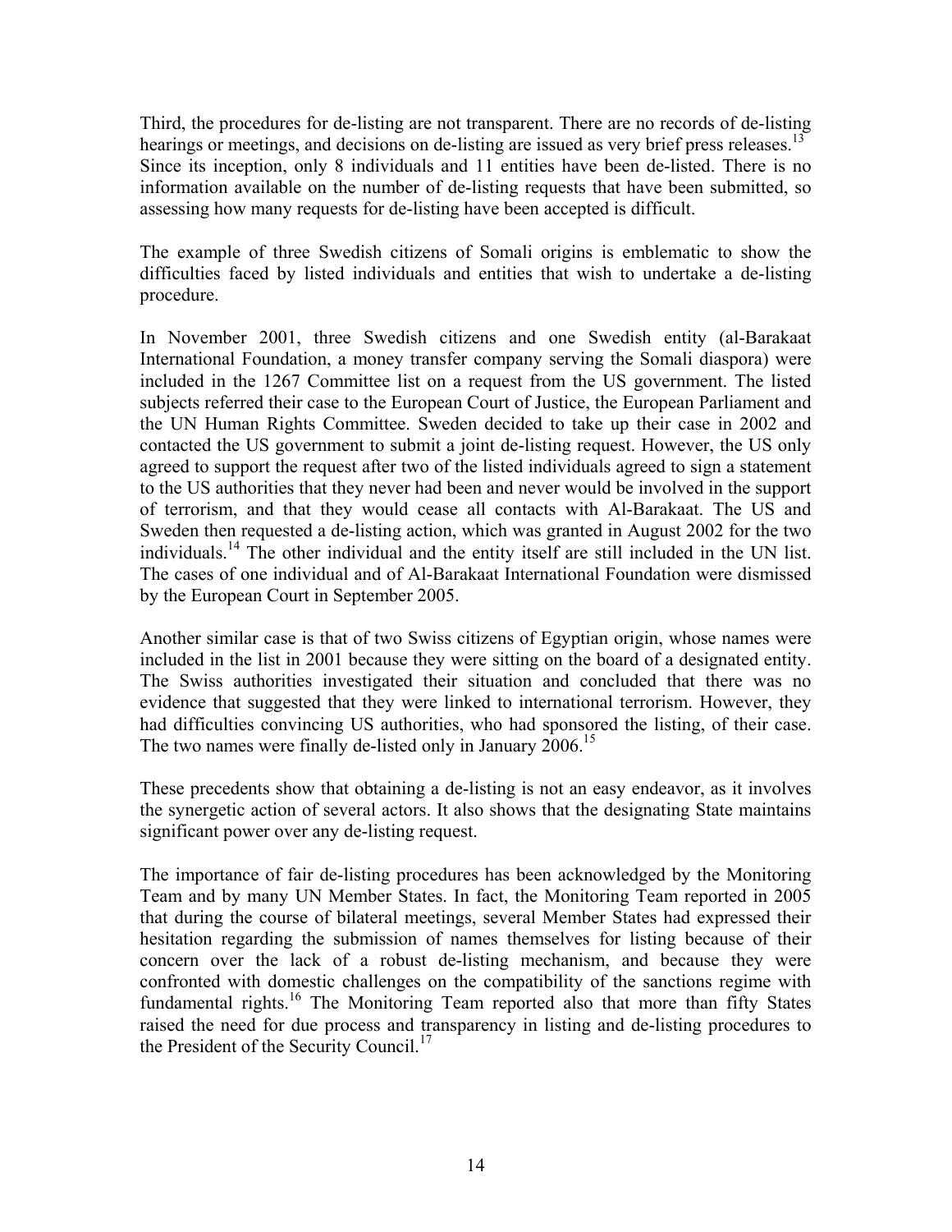Third, the procedures for de-listing are not transparent. There are no records of de-listing hearings or meetings, and decisions on de-listing are issued as very brief press releases.[13] Since its inception, only 8 individuals and 11 entities have been de-listed. There is no information available on the number of de-listing requests that have been submitted, so assessing how many requests for de-listing have been accepted is difficult.

The example of three Swedish citizens of Somali origins is emblematic to show the difficulties faced by listed individuals and entities that wish to undertake a de-listing procedure.

In November 2001, three Swedish citizens and one Swedish entity (al-Barakaat International Foundation, a money transfer company serving the Somali diaspora) were included in the 1267 Committee list on a request from the US government. The listed subjects referred their case to the European Court of Justice, the European Parliament and the UN Human Rights Committee. Sweden decided to take up their case in 2002 and contacted the US government to submit a joint de-listing request. However, the US only agreed to support the request after two of the listed individuals agreed to sign a statement to the US authorities that they never had been and never would be involved in the support of terrorism, and that they would cease all contacts with Al-Barakaat. The US and Sweden then requested a de-listing action, which was granted in August 2002 for the two individuals.[14] The other individual and the entity itself are still included in the UN list. The cases of one individual and of Al-Barakaat International Foundation were dismissed by the European Court in September 2005.

Another similar case is that of two Swiss citizens of Egyptian origin, whose names were included in the list in 2001 because they were sitting on the board of a designated entity. The Swiss authorities investigated their situation and concluded that there was no evidence that suggested that they were linked to international terrorism. However, they had difficulties convincing US authorities, who had sponsored the listing, of their case. The two names were finally de-listed only in January 2006.[15]

These precedents show that obtaining a de-listing is not an easy endeavor, as it involves the synergetic action of several actors. It also shows that the designating State maintains significant power over any de-listing request.

The importance of fair de-listing procedures has been acknowledged by the Monitoring Team and by many UN Member States. In fact, the Monitoring Team reported in 2005 that during the course of bilateral meetings, several Member States had expressed their hesitation regarding the submission of names themselves for listing because of their concern over the lack of a robust de-listing mechanism, and because they were confronted with domestic challenges on the compatibility of the sanctions regime with fundamental rights.[16] The Monitoring Team reported also that more than fifty States raised the need for due process and transparency in listing and de-listing procedures to the President of the Security Council.[17]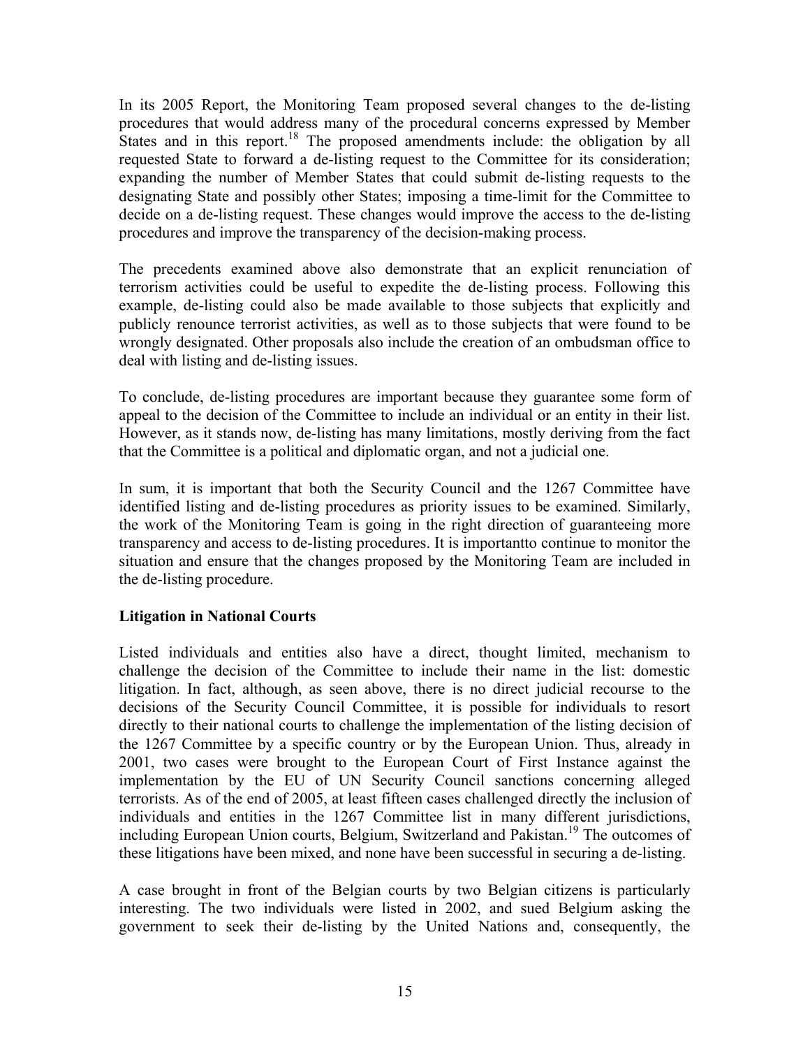In its 2005 Report, the Monitoring Team proposed several changes to the de-listing procedures that would address many of the procedural concerns expressed by Member States and in this report.[18] The proposed amendments include: the obligation by all requested State to forward a de-listing request to the Committee for its consideration; expanding the number of Member States that could submit de-listing requests to the designating State and possibly other States; imposing a time-limit for the Committee to decide on a de-listing request. These changes would improve the access to the de-listing procedures and improve the transparency of the decision-making process.

The precedents examined above also demonstrate that an explicit renunciation of terrorism activities could be useful to expedite the de-listing process. Following this example, de-listing could also be made available to those subjects that explicitly and publicly renounce terrorist activities, as well as to those subjects that were found to be wrongly designated. Other proposals also include the creation of an ombudsman office to deal with listing and de-listing issues.

To conclude, de-listing procedures are important because they guarantee some form of appeal to the decision of the Committee to include an individual or an entity in their list. However, as it stands now, de-listing has many limitations, mostly deriving from the fact that the Committee is a political and diplomatic organ, and not a judicial one.

In sum, it is important that both the Security Council and the 1267 Committee have identified listing and de-listing procedures as priority issues to be examined. Similarly, the work of the Monitoring Team is going in the right direction of guaranteeing more transparency and access to de-listing procedures. It is importantto continue to monitor the situation and ensure that the changes proposed by the Monitoring Team are included in the de-listing procedure.

**Litigation in National Courts**

Listed individuals and entities also have a direct, thought limited, mechanism to challenge the decision of the Committee to include their name in the list: domestic litigation. In fact, although, as seen above, there is no direct judicial recourse to the decisions of the Security Council Committee, it is possible for individuals to resort directly to their national courts to challenge the implementation of the listing decision of the 1267 Committee by a specific country or by the European Union. Thus, already in 2001, two cases were brought to the European Court of First Instance against the implementation by the EU of UN Security Council sanctions concerning alleged terrorists. As of the end of 2005, at least fifteen cases challenged directly the inclusion of individuals and entities in the 1267 Committee list in many different jurisdictions, including European Union courts, Belgium, Switzerland and Pakistan.[19] The outcomes of these litigations have been mixed, and none have been successful in securing a de-listing.

A case brought in front of the Belgian courts by two Belgian citizens is particularly interesting. The two individuals were listed in 2002, and sued Belgium asking the government to seek their de-listing by the United Nations and, consequently, the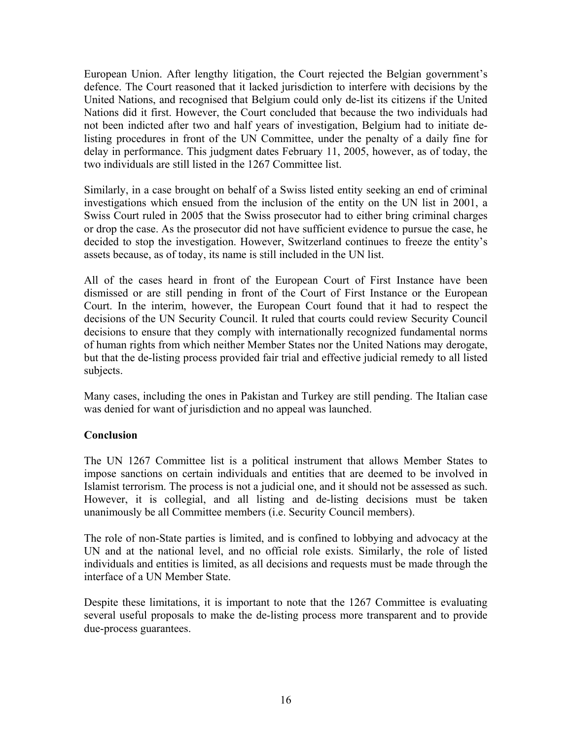European Union. After lengthy litigation, the Court rejected the Belgian government's defence. The Court reasoned that it lacked jurisdiction to interfere with decisions by the United Nations, and recognised that Belgium could only de-list its citizens if the United Nations did it first. However, the Court concluded that because the two individuals had not been indicted after two and half years of investigation, Belgium had to initiate de-listing procedures in front of the UN Committee, under the penalty of a daily fine for delay in performance. This judgment dates February 11, 2005, however, as of today, the two individuals are still listed in the 1267 Committee list.

Similarly, in a case brought on behalf of a Swiss listed entity seeking an end of criminal investigations which ensued from the inclusion of the entity on the UN list in 2001, a Swiss Court ruled in 2005 that the Swiss prosecutor had to either bring criminal charges or drop the case. As the prosecutor did not have sufficient evidence to pursue the case, he decided to stop the investigation. However, Switzerland continues to freeze the entity's assets because, as of today, its name is still included in the UN list.

All of the cases heard in front of the European Court of First Instance have been dismissed or are still pending in front of the Court of First Instance or the European Court. In the interim, however, the European Court found that it had to respect the decisions of the UN Security Council. It ruled that courts could review Security Council decisions to ensure that they comply with internationally recognized fundamental norms of human rights from which neither Member States nor the United Nations may derogate, but that the de-listing process provided fair trial and effective judicial remedy to all listed subjects.

Many cases, including the ones in Pakistan and Turkey are still pending. The Italian case was denied for want of jurisdiction and no appeal was launched.

**Conclusion**

The UN 1267 Committee list is a political instrument that allows Member States to impose sanctions on certain individuals and entities that are deemed to be involved in Islamist terrorism. The process is not a judicial one, and it should not be assessed as such. However, it is collegial, and all listing and de-listing decisions must be taken unanimously be all Committee members (i.e. Security Council members).

The role of non-State parties is limited, and is confined to lobbying and advocacy at the UN and at the national level, and no official role exists. Similarly, the role of listed individuals and entities is limited, as all decisions and requests must be made through the interface of a UN Member State.

Despite these limitations, it is important to note that the 1267 Committee is evaluating several useful proposals to make the de-listing process more transparent and to provide due-process guarantees.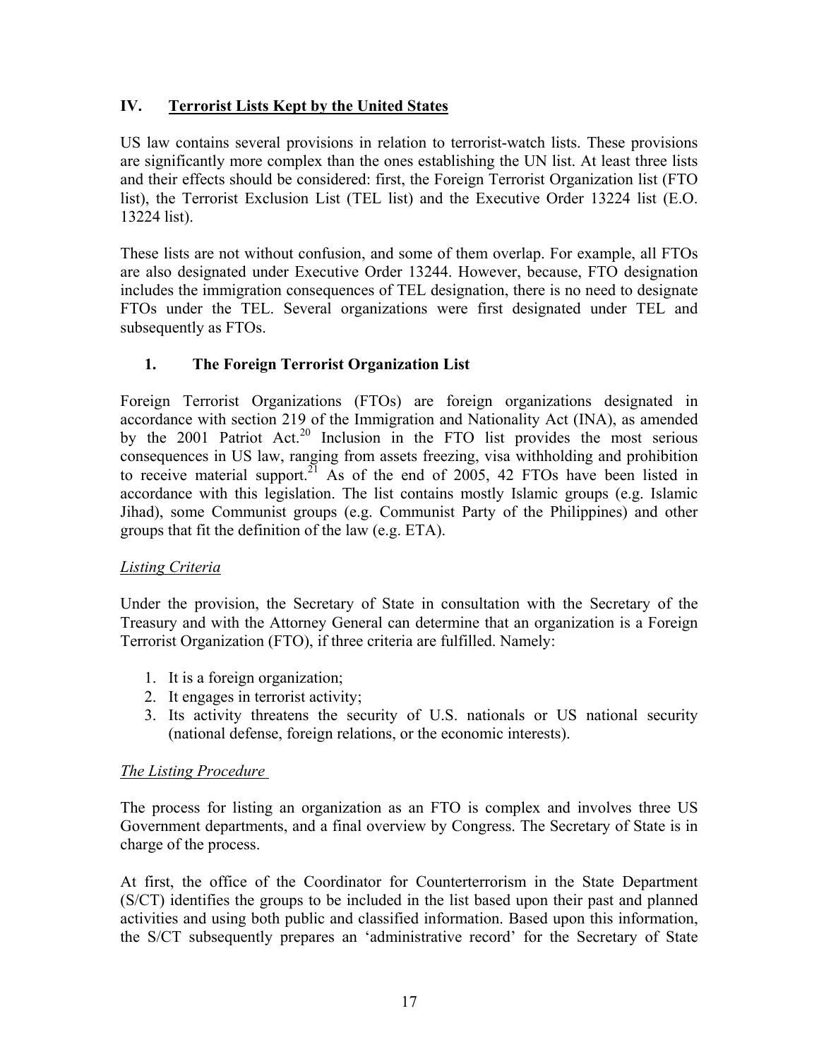## IV. Terrorist Lists Kept by the United States

US law contains several provisions in relation to terrorist-watch lists. These provisions are significantly more complex than the ones establishing the UN list. At least three lists and their effects should be considered: first, the Foreign Terrorist Organization list (FTO list), the Terrorist Exclusion List (TEL list) and the Executive Order 13224 list (E.O. 13224 list).

These lists are not without confusion, and some of them overlap. For example, all FTOs are also designated under Executive Order 13244. However, because, FTO designation includes the immigration consequences of TEL designation, there is no need to designate FTOs under the TEL. Several organizations were first designated under TEL and subsequently as FTOs.

### 1. The Foreign Terrorist Organization List

Foreign Terrorist Organizations (FTOs) are foreign organizations designated in accordance with section 219 of the Immigration and Nationality Act (INA), as amended by the 2001 Patriot Act.[20] Inclusion in the FTO list provides the most serious consequences in US law, ranging from assets freezing, visa withholding and prohibition to receive material support.[21] As of the end of 2005, 42 FTOs have been listed in accordance with this legislation. The list contains mostly Islamic groups (e.g. Islamic Jihad), some Communist groups (e.g. Communist Party of the Philippines) and other groups that fit the definition of the law (e.g. ETA).

*Listing Criteria*

Under the provision, the Secretary of State in consultation with the Secretary of the Treasury and with the Attorney General can determine that an organization is a Foreign Terrorist Organization (FTO), if three criteria are fulfilled. Namely:

1. It is a foreign organization;
2. It engages in terrorist activity;
3. Its activity threatens the security of U.S. nationals or US national security (national defense, foreign relations, or the economic interests).

*The Listing Procedure*

The process for listing an organization as an FTO is complex and involves three US Government departments, and a final overview by Congress. The Secretary of State is in charge of the process.

At first, the office of the Coordinator for Counterterrorism in the State Department (S/CT) identifies the groups to be included in the list based upon their past and planned activities and using both public and classified information. Based upon this information, the S/CT subsequently prepares an 'administrative record' for the Secretary of State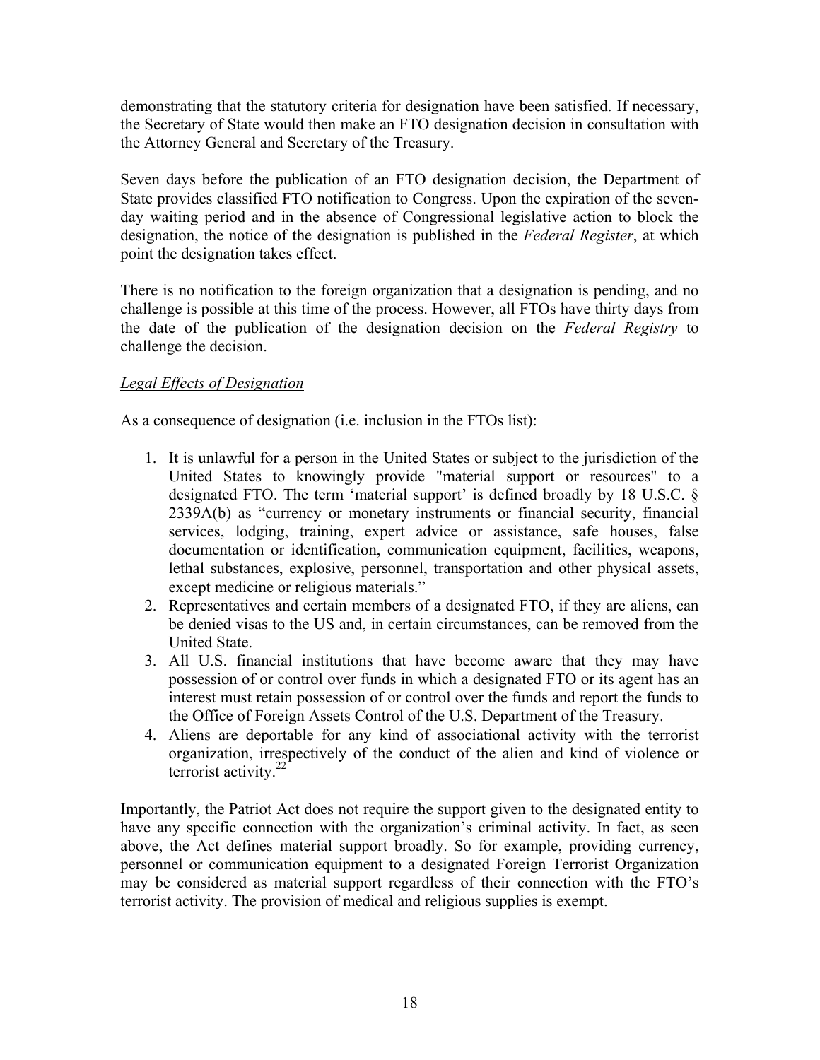demonstrating that the statutory criteria for designation have been satisfied. If necessary, the Secretary of State would then make an FTO designation decision in consultation with the Attorney General and Secretary of the Treasury.

Seven days before the publication of an FTO designation decision, the Department of State provides classified FTO notification to Congress. Upon the expiration of the seven-day waiting period and in the absence of Congressional legislative action to block the designation, the notice of the designation is published in the *Federal Register*, at which point the designation takes effect.

There is no notification to the foreign organization that a designation is pending, and no challenge is possible at this time of the process. However, all FTOs have thirty days from the date of the publication of the designation decision on the *Federal Registry* to challenge the decision.

*Legal Effects of Designation*

As a consequence of designation (i.e. inclusion in the FTOs list):

1. It is unlawful for a person in the United States or subject to the jurisdiction of the United States to knowingly provide "material support or resources" to a designated FTO. The term 'material support' is defined broadly by 18 U.S.C. § 2339A(b) as "currency or monetary instruments or financial security, financial services, lodging, training, expert advice or assistance, safe houses, false documentation or identification, communication equipment, facilities, weapons, lethal substances, explosive, personnel, transportation and other physical assets, except medicine or religious materials."
2. Representatives and certain members of a designated FTO, if they are aliens, can be denied visas to the US and, in certain circumstances, can be removed from the United State.
3. All U.S. financial institutions that have become aware that they may have possession of or control over funds in which a designated FTO or its agent has an interest must retain possession of or control over the funds and report the funds to the Office of Foreign Assets Control of the U.S. Department of the Treasury.
4. Aliens are deportable for any kind of associational activity with the terrorist organization, irrespectively of the conduct of the alien and kind of violence or terrorist activity.[22]

Importantly, the Patriot Act does not require the support given to the designated entity to have any specific connection with the organization's criminal activity. In fact, as seen above, the Act defines material support broadly. So for example, providing currency, personnel or communication equipment to a designated Foreign Terrorist Organization may be considered as material support regardless of their connection with the FTO's terrorist activity. The provision of medical and religious supplies is exempt.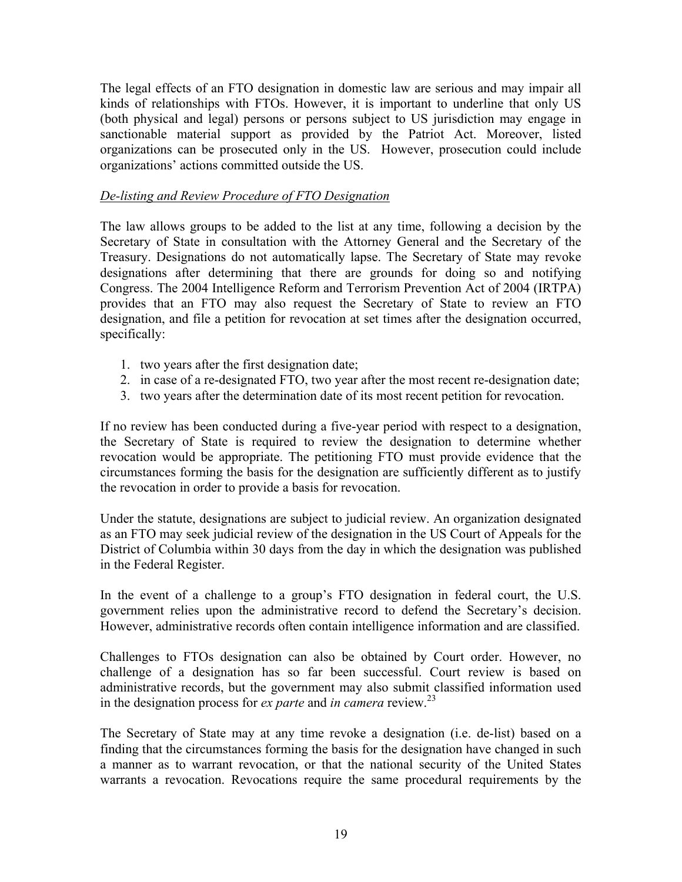The legal effects of an FTO designation in domestic law are serious and may impair all kinds of relationships with FTOs. However, it is important to underline that only US (both physical and legal) persons or persons subject to US jurisdiction may engage in sanctionable material support as provided by the Patriot Act. Moreover, listed organizations can be prosecuted only in the US. However, prosecution could include organizations' actions committed outside the US.

*De-listing and Review Procedure of FTO Designation*

The law allows groups to be added to the list at any time, following a decision by the Secretary of State in consultation with the Attorney General and the Secretary of the Treasury. Designations do not automatically lapse. The Secretary of State may revoke designations after determining that there are grounds for doing so and notifying Congress. The 2004 Intelligence Reform and Terrorism Prevention Act of 2004 (IRTPA) provides that an FTO may also request the Secretary of State to review an FTO designation, and file a petition for revocation at set times after the designation occurred, specifically:

1. two years after the first designation date;
2. in case of a re-designated FTO, two year after the most recent re-designation date;
3. two years after the determination date of its most recent petition for revocation.

If no review has been conducted during a five-year period with respect to a designation, the Secretary of State is required to review the designation to determine whether revocation would be appropriate. The petitioning FTO must provide evidence that the circumstances forming the basis for the designation are sufficiently different as to justify the revocation in order to provide a basis for revocation.

Under the statute, designations are subject to judicial review. An organization designated as an FTO may seek judicial review of the designation in the US Court of Appeals for the District of Columbia within 30 days from the day in which the designation was published in the Federal Register.

In the event of a challenge to a group's FTO designation in federal court, the U.S. government relies upon the administrative record to defend the Secretary's decision. However, administrative records often contain intelligence information and are classified.

Challenges to FTOs designation can also be obtained by Court order. However, no challenge of a designation has so far been successful. Court review is based on administrative records, but the government may also submit classified information used in the designation process for *ex parte* and *in camera* review.[23]

The Secretary of State may at any time revoke a designation (i.e. de-list) based on a finding that the circumstances forming the basis for the designation have changed in such a manner as to warrant revocation, or that the national security of the United States warrants a revocation. Revocations require the same procedural requirements by the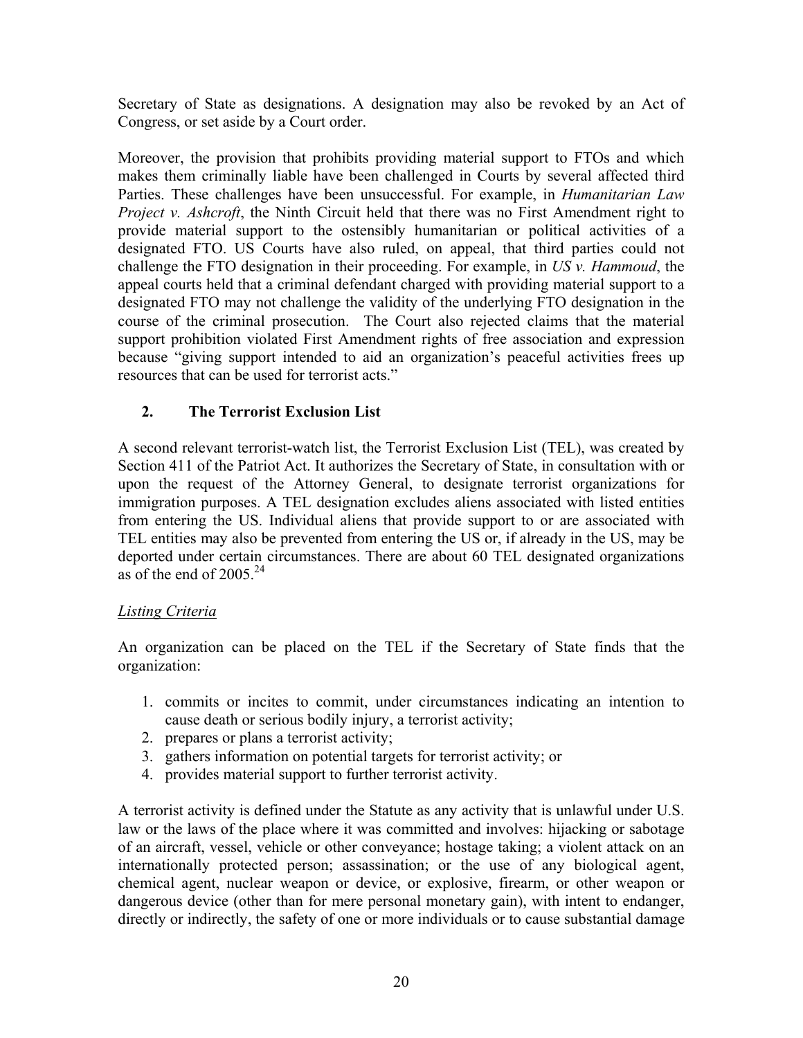Secretary of State as designations. A designation may also be revoked by an Act of Congress, or set aside by a Court order.

Moreover, the provision that prohibits providing material support to FTOs and which makes them criminally liable have been challenged in Courts by several affected third Parties. These challenges have been unsuccessful. For example, in *Humanitarian Law Project v. Ashcroft*, the Ninth Circuit held that there was no First Amendment right to provide material support to the ostensibly humanitarian or political activities of a designated FTO. US Courts have also ruled, on appeal, that third parties could not challenge the FTO designation in their proceeding. For example, in *US v. Hammoud*, the appeal courts held that a criminal defendant charged with providing material support to a designated FTO may not challenge the validity of the underlying FTO designation in the course of the criminal prosecution. The Court also rejected claims that the material support prohibition violated First Amendment rights of free association and expression because "giving support intended to aid an organization's peaceful activities frees up resources that can be used for terrorist acts."

### 2. The Terrorist Exclusion List

A second relevant terrorist-watch list, the Terrorist Exclusion List (TEL), was created by Section 411 of the Patriot Act. It authorizes the Secretary of State, in consultation with or upon the request of the Attorney General, to designate terrorist organizations for immigration purposes. A TEL designation excludes aliens associated with listed entities from entering the US. Individual aliens that provide support to or are associated with TEL entities may also be prevented from entering the US or, if already in the US, may be deported under certain circumstances. There are about 60 TEL designated organizations as of the end of 2005.[24]

<u>Listing Criteria</u>

An organization can be placed on the TEL if the Secretary of State finds that the organization:

1. commits or incites to commit, under circumstances indicating an intention to cause death or serious bodily injury, a terrorist activity;
2. prepares or plans a terrorist activity;
3. gathers information on potential targets for terrorist activity; or
4. provides material support to further terrorist activity.

A terrorist activity is defined under the Statute as any activity that is unlawful under U.S. law or the laws of the place where it was committed and involves: hijacking or sabotage of an aircraft, vessel, vehicle or other conveyance; hostage taking; a violent attack on an internationally protected person; assassination; or the use of any biological agent, chemical agent, nuclear weapon or device, or explosive, firearm, or other weapon or dangerous device (other than for mere personal monetary gain), with intent to endanger, directly or indirectly, the safety of one or more individuals or to cause substantial damage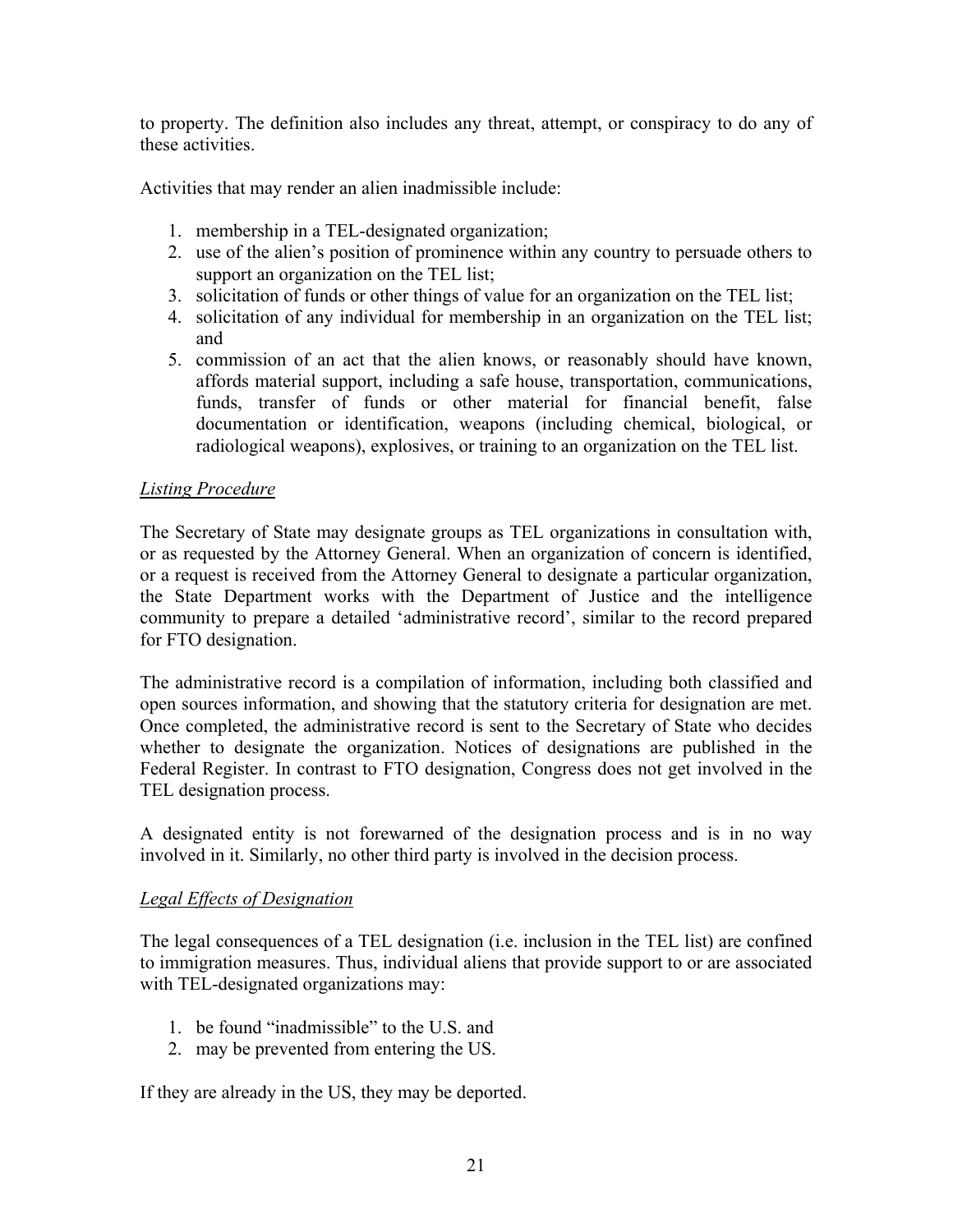to property. The definition also includes any threat, attempt, or conspiracy to do any of these activities.

Activities that may render an alien inadmissible include:

1. membership in a TEL-designated organization;
2. use of the alien's position of prominence within any country to persuade others to support an organization on the TEL list;
3. solicitation of funds or other things of value for an organization on the TEL list;
4. solicitation of any individual for membership in an organization on the TEL list; and
5. commission of an act that the alien knows, or reasonably should have known, affords material support, including a safe house, transportation, communications, funds, transfer of funds or other material for financial benefit, false documentation or identification, weapons (including chemical, biological, or radiological weapons), explosives, or training to an organization on the TEL list.

*Listing Procedure*

The Secretary of State may designate groups as TEL organizations in consultation with, or as requested by the Attorney General. When an organization of concern is identified, or a request is received from the Attorney General to designate a particular organization, the State Department works with the Department of Justice and the intelligence community to prepare a detailed 'administrative record', similar to the record prepared for FTO designation.

The administrative record is a compilation of information, including both classified and open sources information, and showing that the statutory criteria for designation are met. Once completed, the administrative record is sent to the Secretary of State who decides whether to designate the organization. Notices of designations are published in the Federal Register. In contrast to FTO designation, Congress does not get involved in the TEL designation process.

A designated entity is not forewarned of the designation process and is in no way involved in it. Similarly, no other third party is involved in the decision process.

*Legal Effects of Designation*

The legal consequences of a TEL designation (i.e. inclusion in the TEL list) are confined to immigration measures. Thus, individual aliens that provide support to or are associated with TEL-designated organizations may:

1. be found "inadmissible" to the U.S. and
2. may be prevented from entering the US.

If they are already in the US, they may be deported.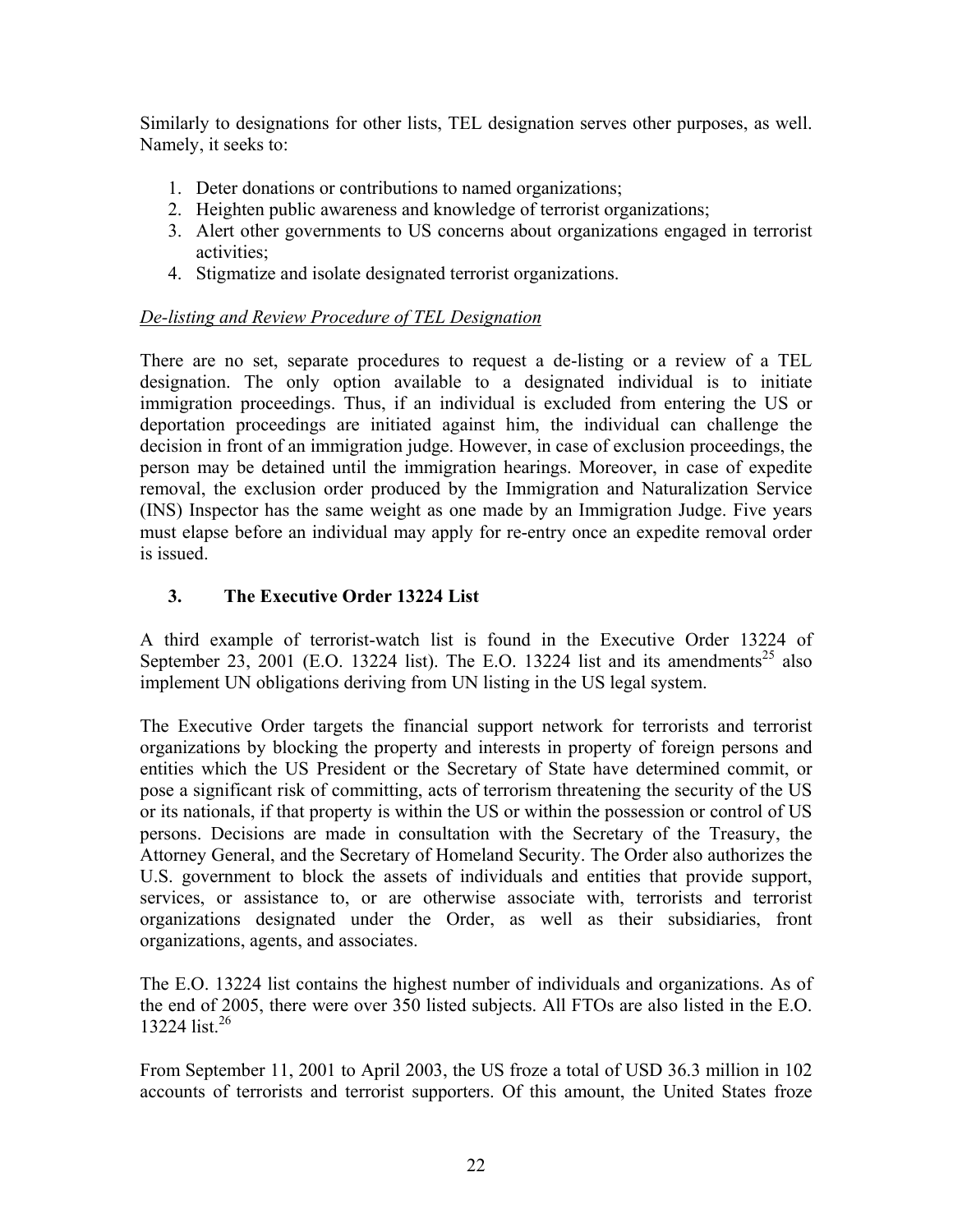Similarly to designations for other lists, TEL designation serves other purposes, as well. Namely, it seeks to:

1. Deter donations or contributions to named organizations;
2. Heighten public awareness and knowledge of terrorist organizations;
3. Alert other governments to US concerns about organizations engaged in terrorist activities;
4. Stigmatize and isolate designated terrorist organizations.

*De-listing and Review Procedure of TEL Designation*

There are no set, separate procedures to request a de-listing or a review of a TEL designation. The only option available to a designated individual is to initiate immigration proceedings. Thus, if an individual is excluded from entering the US or deportation proceedings are initiated against him, the individual can challenge the decision in front of an immigration judge. However, in case of exclusion proceedings, the person may be detained until the immigration hearings. Moreover, in case of expedite removal, the exclusion order produced by the Immigration and Naturalization Service (INS) Inspector has the same weight as one made by an Immigration Judge. Five years must elapse before an individual may apply for re-entry once an expedite removal order is issued.

### 3. The Executive Order 13224 List

A third example of terrorist-watch list is found in the Executive Order 13224 of September 23, 2001 (E.O. 13224 list). The E.O. 13224 list and its amendments[25] also implement UN obligations deriving from UN listing in the US legal system.

The Executive Order targets the financial support network for terrorists and terrorist organizations by blocking the property and interests in property of foreign persons and entities which the US President or the Secretary of State have determined commit, or pose a significant risk of committing, acts of terrorism threatening the security of the US or its nationals, if that property is within the US or within the possession or control of US persons. Decisions are made in consultation with the Secretary of the Treasury, the Attorney General, and the Secretary of Homeland Security. The Order also authorizes the U.S. government to block the assets of individuals and entities that provide support, services, or assistance to, or are otherwise associate with, terrorists and terrorist organizations designated under the Order, as well as their subsidiaries, front organizations, agents, and associates.

The E.O. 13224 list contains the highest number of individuals and organizations. As of the end of 2005, there were over 350 listed subjects. All FTOs are also listed in the E.O. 13224 list.[26]

From September 11, 2001 to April 2003, the US froze a total of USD 36.3 million in 102 accounts of terrorists and terrorist supporters. Of this amount, the United States froze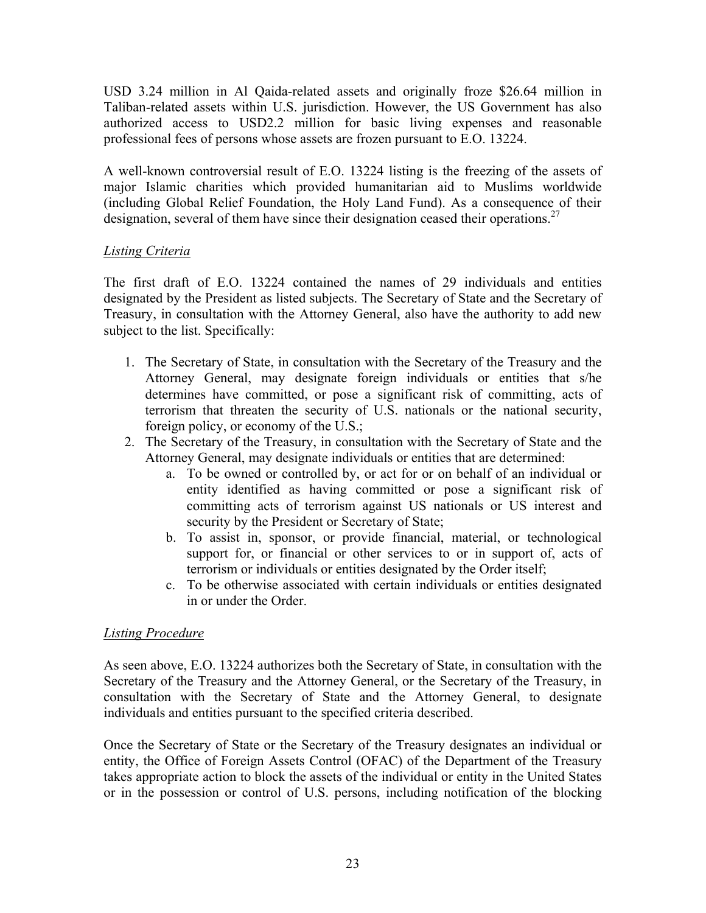USD 3.24 million in Al Qaida-related assets and originally froze $26.64 million in Taliban-related assets within U.S. jurisdiction. However, the US Government has also authorized access to USD2.2 million for basic living expenses and reasonable professional fees of persons whose assets are frozen pursuant to E.O. 13224.

A well-known controversial result of E.O. 13224 listing is the freezing of the assets of major Islamic charities which provided humanitarian aid to Muslims worldwide (including Global Relief Foundation, the Holy Land Fund). As a consequence of their designation, several of them have since their designation ceased their operations.[27]

*Listing Criteria*

The first draft of E.O. 13224 contained the names of 29 individuals and entities designated by the President as listed subjects. The Secretary of State and the Secretary of Treasury, in consultation with the Attorney General, also have the authority to add new subject to the list. Specifically:

1. The Secretary of State, in consultation with the Secretary of the Treasury and the Attorney General, may designate foreign individuals or entities that s/he determines have committed, or pose a significant risk of committing, acts of terrorism that threaten the security of U.S. nationals or the national security, foreign policy, or economy of the U.S.;
2. The Secretary of the Treasury, in consultation with the Secretary of State and the Attorney General, may designate individuals or entities that are determined:
    a. To be owned or controlled by, or act for or on behalf of an individual or entity identified as having committed or pose a significant risk of committing acts of terrorism against US nationals or US interest and security by the President or Secretary of State;
    b. To assist in, sponsor, or provide financial, material, or technological support for, or financial or other services to or in support of, acts of terrorism or individuals or entities designated by the Order itself;
    c. To be otherwise associated with certain individuals or entities designated in or under the Order.

*Listing Procedure*

As seen above, E.O. 13224 authorizes both the Secretary of State, in consultation with the Secretary of the Treasury and the Attorney General, or the Secretary of the Treasury, in consultation with the Secretary of State and the Attorney General, to designate individuals and entities pursuant to the specified criteria described.

Once the Secretary of State or the Secretary of the Treasury designates an individual or entity, the Office of Foreign Assets Control (OFAC) of the Department of the Treasury takes appropriate action to block the assets of the individual or entity in the United States or in the possession or control of U.S. persons, including notification of the blocking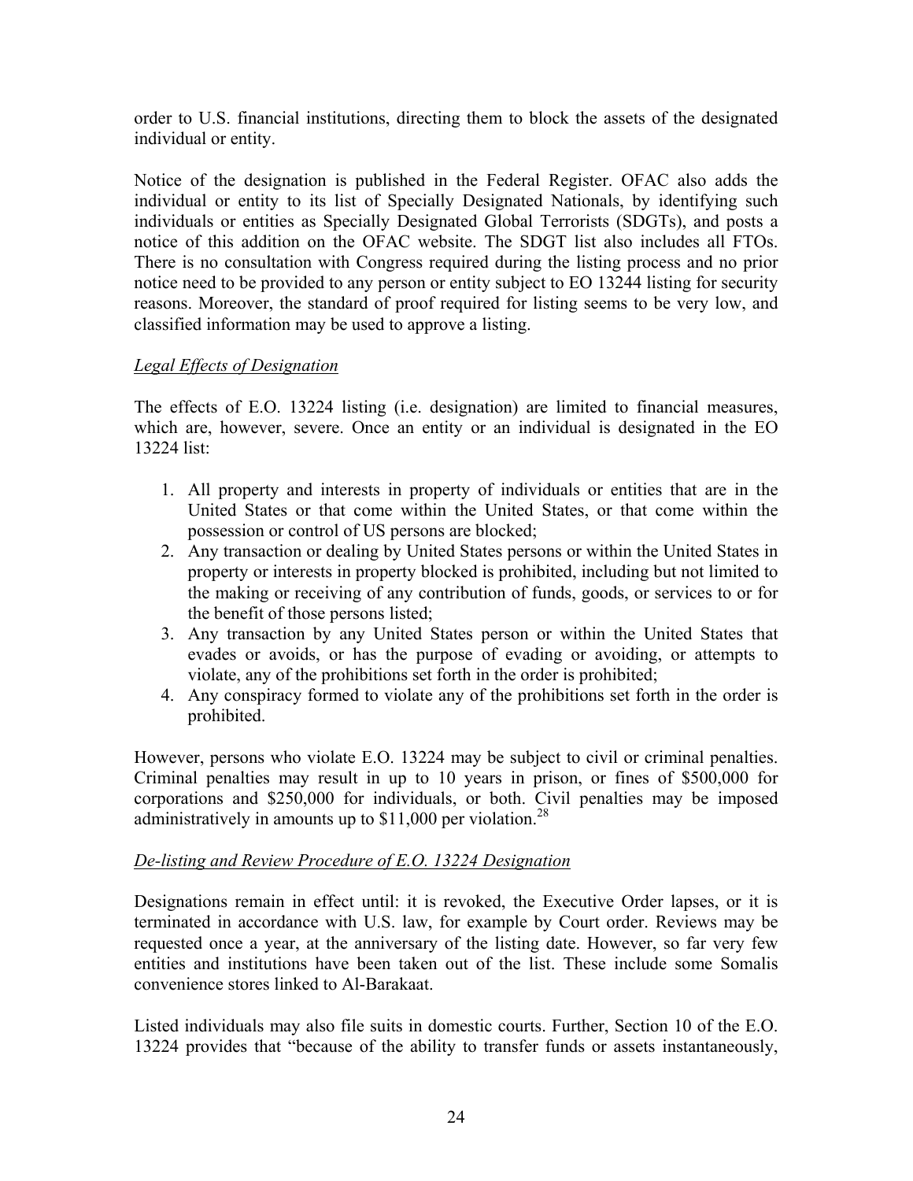order to U.S. financial institutions, directing them to block the assets of the designated individual or entity.

Notice of the designation is published in the Federal Register. OFAC also adds the individual or entity to its list of Specially Designated Nationals, by identifying such individuals or entities as Specially Designated Global Terrorists (SDGTs), and posts a notice of this addition on the OFAC website. The SDGT list also includes all FTOs. There is no consultation with Congress required during the listing process and no prior notice need to be provided to any person or entity subject to EO 13244 listing for security reasons. Moreover, the standard of proof required for listing seems to be very low, and classified information may be used to approve a listing.

*Legal Effects of Designation*

The effects of E.O. 13224 listing (i.e. designation) are limited to financial measures, which are, however, severe. Once an entity or an individual is designated in the EO 13224 list:

1. All property and interests in property of individuals or entities that are in the United States or that come within the United States, or that come within the possession or control of US persons are blocked;
2. Any transaction or dealing by United States persons or within the United States in property or interests in property blocked is prohibited, including but not limited to the making or receiving of any contribution of funds, goods, or services to or for the benefit of those persons listed;
3. Any transaction by any United States person or within the United States that evades or avoids, or has the purpose of evading or avoiding, or attempts to violate, any of the prohibitions set forth in the order is prohibited;
4. Any conspiracy formed to violate any of the prohibitions set forth in the order is prohibited.

However, persons who violate E.O. 13224 may be subject to civil or criminal penalties. Criminal penalties may result in up to 10 years in prison, or fines of $500,000 for corporations and $250,000 for individuals, or both. Civil penalties may be imposed administratively in amounts up to $11,000 per violation.[28]

*De-listing and Review Procedure of E.O. 13224 Designation*

Designations remain in effect until: it is revoked, the Executive Order lapses, or it is terminated in accordance with U.S. law, for example by Court order. Reviews may be requested once a year, at the anniversary of the listing date. However, so far very few entities and institutions have been taken out of the list. These include some Somalis convenience stores linked to Al-Barakaat.

Listed individuals may also file suits in domestic courts. Further, Section 10 of the E.O. 13224 provides that "because of the ability to transfer funds or assets instantaneously,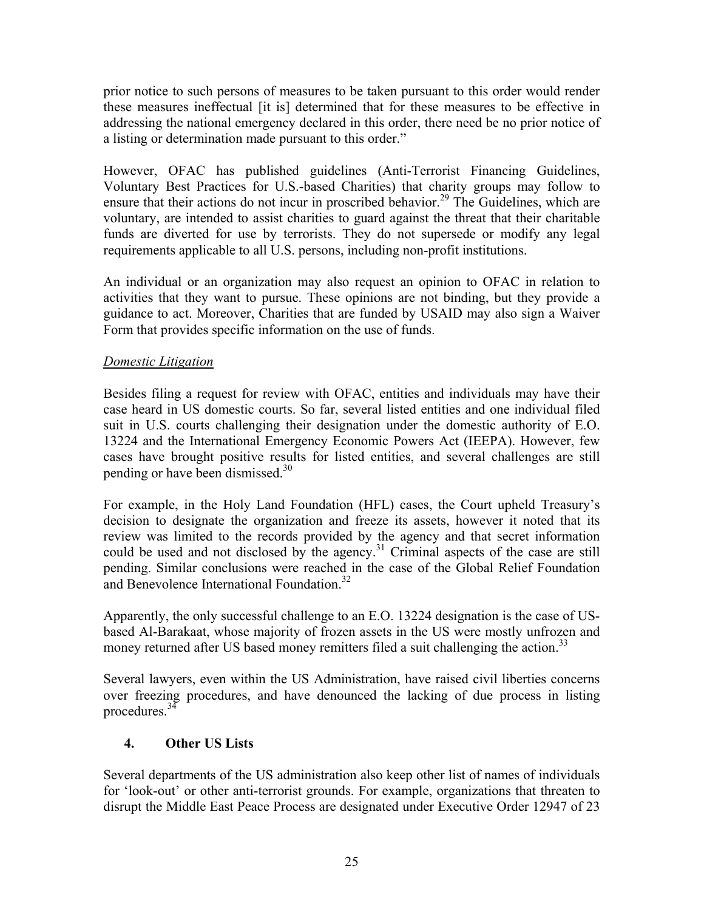prior notice to such persons of measures to be taken pursuant to this order would render these measures ineffectual [it is] determined that for these measures to be effective in addressing the national emergency declared in this order, there need be no prior notice of a listing or determination made pursuant to this order."

However, OFAC has published guidelines (Anti-Terrorist Financing Guidelines, Voluntary Best Practices for U.S.-based Charities) that charity groups may follow to ensure that their actions do not incur in proscribed behavior.[29] The Guidelines, which are voluntary, are intended to assist charities to guard against the threat that their charitable funds are diverted for use by terrorists. They do not supersede or modify any legal requirements applicable to all U.S. persons, including non-profit institutions.

An individual or an organization may also request an opinion to OFAC in relation to activities that they want to pursue. These opinions are not binding, but they provide a guidance to act. Moreover, Charities that are funded by USAID may also sign a Waiver Form that provides specific information on the use of funds.

*Domestic Litigation*

Besides filing a request for review with OFAC, entities and individuals may have their case heard in US domestic courts. So far, several listed entities and one individual filed suit in U.S. courts challenging their designation under the domestic authority of E.O. 13224 and the International Emergency Economic Powers Act (IEEPA). However, few cases have brought positive results for listed entities, and several challenges are still pending or have been dismissed.[30]

For example, in the Holy Land Foundation (HFL) cases, the Court upheld Treasury's decision to designate the organization and freeze its assets, however it noted that its review was limited to the records provided by the agency and that secret information could be used and not disclosed by the agency.[31] Criminal aspects of the case are still pending. Similar conclusions were reached in the case of the Global Relief Foundation and Benevolence International Foundation.[32]

Apparently, the only successful challenge to an E.O. 13224 designation is the case of US-based Al-Barakaat, whose majority of frozen assets in the US were mostly unfrozen and money returned after US based money remitters filed a suit challenging the action.[33]

Several lawyers, even within the US Administration, have raised civil liberties concerns over freezing procedures, and have denounced the lacking of due process in listing procedures.[34]

## 4. Other US Lists

Several departments of the US administration also keep other list of names of individuals for 'look-out' or other anti-terrorist grounds. For example, organizations that threaten to disrupt the Middle East Peace Process are designated under Executive Order 12947 of 23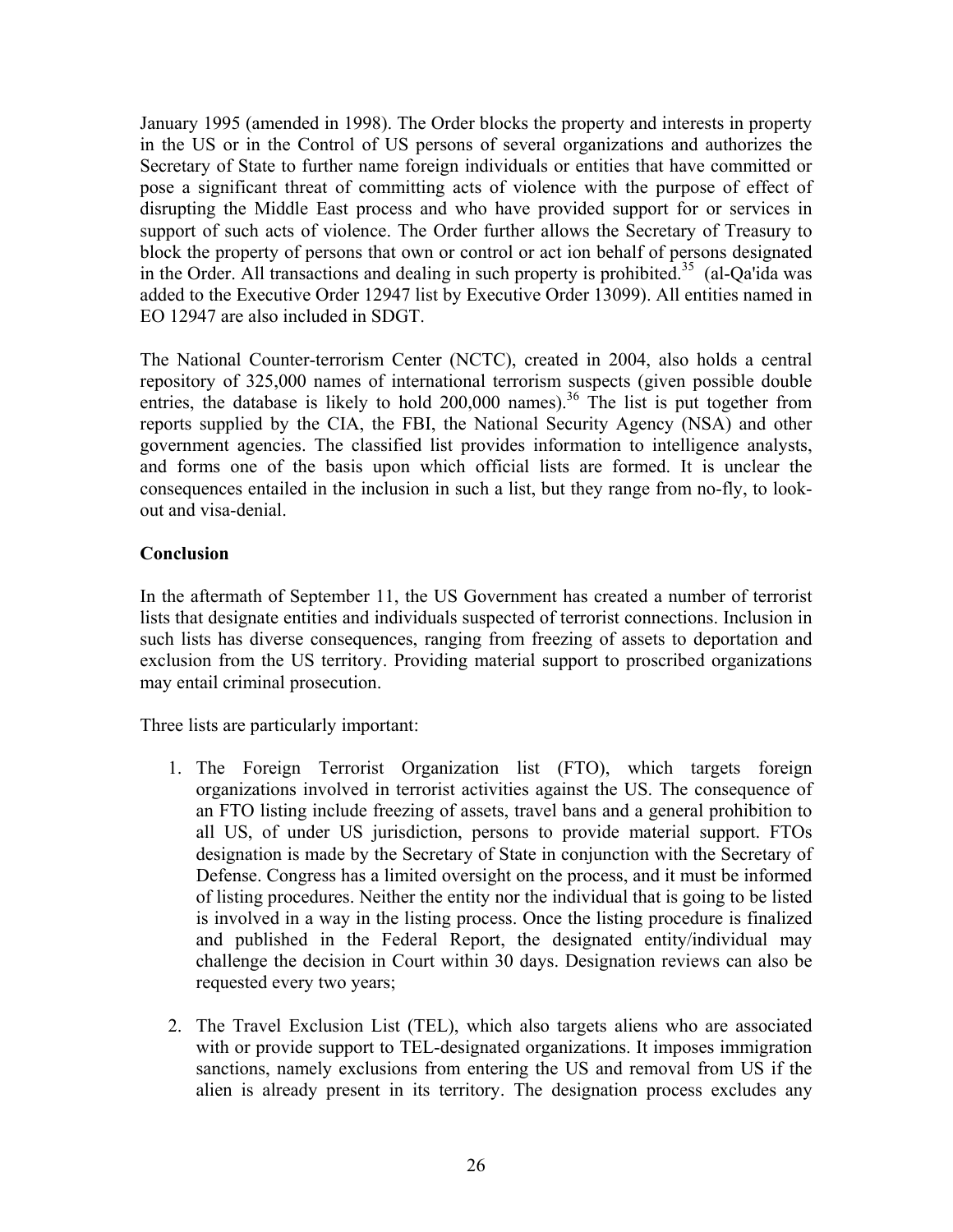January 1995 (amended in 1998). The Order blocks the property and interests in property in the US or in the Control of US persons of several organizations and authorizes the Secretary of State to further name foreign individuals or entities that have committed or pose a significant threat of committing acts of violence with the purpose of effect of disrupting the Middle East process and who have provided support for or services in support of such acts of violence. The Order further allows the Secretary of Treasury to block the property of persons that own or control or act ion behalf of persons designated in the Order. All transactions and dealing in such property is prohibited.[35] (al-Qa'ida was added to the Executive Order 12947 list by Executive Order 13099). All entities named in EO 12947 are also included in SDGT.

The National Counter-terrorism Center (NCTC), created in 2004, also holds a central repository of 325,000 names of international terrorism suspects (given possible double entries, the database is likely to hold 200,000 names).[36] The list is put together from reports supplied by the CIA, the FBI, the National Security Agency (NSA) and other government agencies. The classified list provides information to intelligence analysts, and forms one of the basis upon which official lists are formed. It is unclear the consequences entailed in the inclusion in such a list, but they range from no-fly, to look-out and visa-denial.

**Conclusion**

In the aftermath of September 11, the US Government has created a number of terrorist lists that designate entities and individuals suspected of terrorist connections. Inclusion in such lists has diverse consequences, ranging from freezing of assets to deportation and exclusion from the US territory. Providing material support to proscribed organizations may entail criminal prosecution.

Three lists are particularly important:

1. The Foreign Terrorist Organization list (FTO), which targets foreign organizations involved in terrorist activities against the US. The consequence of an FTO listing include freezing of assets, travel bans and a general prohibition to all US, of under US jurisdiction, persons to provide material support. FTOs designation is made by the Secretary of State in conjunction with the Secretary of Defense. Congress has a limited oversight on the process, and it must be informed of listing procedures. Neither the entity nor the individual that is going to be listed is involved in a way in the listing process. Once the listing procedure is finalized and published in the Federal Report, the designated entity/individual may challenge the decision in Court within 30 days. Designation reviews can also be requested every two years;

2. The Travel Exclusion List (TEL), which also targets aliens who are associated with or provide support to TEL-designated organizations. It imposes immigration sanctions, namely exclusions from entering the US and removal from US if the alien is already present in its territory. The designation process excludes any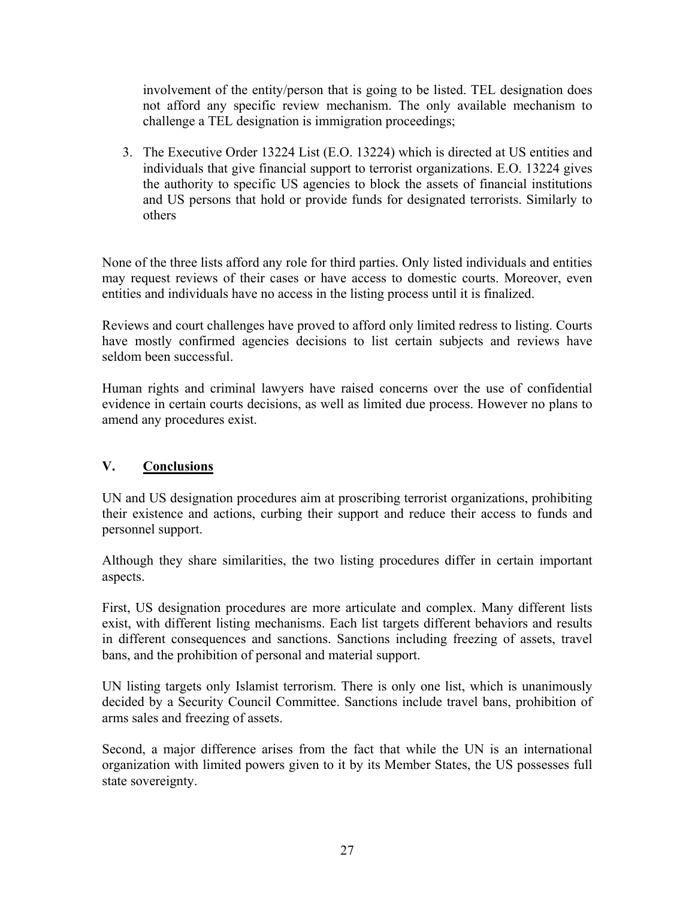involvement of the entity/person that is going to be listed. TEL designation does not afford any specific review mechanism. The only available mechanism to challenge a TEL designation is immigration proceedings;

3. The Executive Order 13224 List (E.O. 13224) which is directed at US entities and individuals that give financial support to terrorist organizations. E.O. 13224 gives the authority to specific US agencies to block the assets of financial institutions and US persons that hold or provide funds for designated terrorists. Similarly to others

None of the three lists afford any role for third parties. Only listed individuals and entities may request reviews of their cases or have access to domestic courts. Moreover, even entities and individuals have no access in the listing process until it is finalized.

Reviews and court challenges have proved to afford only limited redress to listing. Courts have mostly confirmed agencies decisions to list certain subjects and reviews have seldom been successful.

Human rights and criminal lawyers have raised concerns over the use of confidential evidence in certain courts decisions, as well as limited due process. However no plans to amend any procedures exist.

## V. Conclusions

UN and US designation procedures aim at proscribing terrorist organizations, prohibiting their existence and actions, curbing their support and reduce their access to funds and personnel support.

Although they share similarities, the two listing procedures differ in certain important aspects.

First, US designation procedures are more articulate and complex. Many different lists exist, with different listing mechanisms. Each list targets different behaviors and results in different consequences and sanctions. Sanctions including freezing of assets, travel bans, and the prohibition of personal and material support.

UN listing targets only Islamist terrorism. There is only one list, which is unanimously decided by a Security Council Committee. Sanctions include travel bans, prohibition of arms sales and freezing of assets.

Second, a major difference arises from the fact that while the UN is an international organization with limited powers given to it by its Member States, the US possesses full state sovereignty.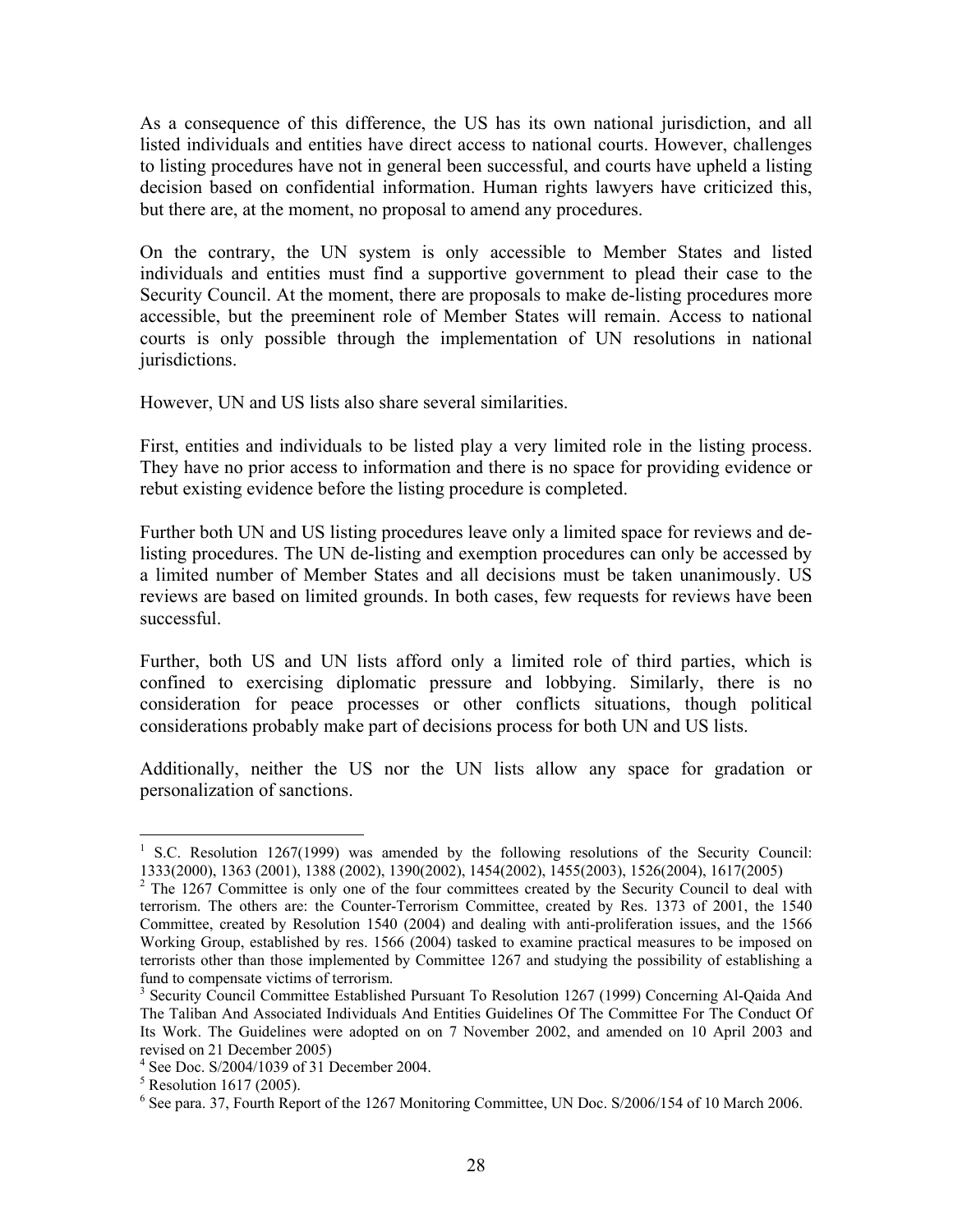As a consequence of this difference, the US has its own national jurisdiction, and all listed individuals and entities have direct access to national courts. However, challenges to listing procedures have not in general been successful, and courts have upheld a listing decision based on confidential information. Human rights lawyers have criticized this, but there are, at the moment, no proposal to amend any procedures.

On the contrary, the UN system is only accessible to Member States and listed individuals and entities must find a supportive government to plead their case to the Security Council. At the moment, there are proposals to make de-listing procedures more accessible, but the preeminent role of Member States will remain. Access to national courts is only possible through the implementation of UN resolutions in national jurisdictions.

However, UN and US lists also share several similarities.

First, entities and individuals to be listed play a very limited role in the listing process. They have no prior access to information and there is no space for providing evidence or rebut existing evidence before the listing procedure is completed.

Further both UN and US listing procedures leave only a limited space for reviews and de-listing procedures. The UN de-listing and exemption procedures can only be accessed by a limited number of Member States and all decisions must be taken unanimously. US reviews are based on limited grounds. In both cases, few requests for reviews have been successful.

Further, both US and UN lists afford only a limited role of third parties, which is confined to exercising diplomatic pressure and lobbying. Similarly, there is no consideration for peace processes or other conflicts situations, though political considerations probably make part of decisions process for both UN and US lists.

Additionally, neither the US nor the UN lists allow any space for gradation or personalization of sanctions.

---

[1] S.C. Resolution 1267(1999) was amended by the following resolutions of the Security Council: 1333(2000), 1363 (2001), 1388 (2002), 1390(2002), 1454(2002), 1455(2003), 1526(2004), 1617(2005)

[2] The 1267 Committee is only one of the four committees created by the Security Council to deal with terrorism. The others are: the Counter-Terrorism Committee, created by Res. 1373 of 2001, the 1540 Committee, created by Resolution 1540 (2004) and dealing with anti-proliferation issues, and the 1566 Working Group, established by res. 1566 (2004) tasked to examine practical measures to be imposed on terrorists other than those implemented by Committee 1267 and studying the possibility of establishing a fund to compensate victims of terrorism.

[3] Security Council Committee Established Pursuant To Resolution 1267 (1999) Concerning Al-Qaida And The Taliban And Associated Individuals And Entities Guidelines Of The Committee For The Conduct Of Its Work. The Guidelines were adopted on on 7 November 2002, and amended on 10 April 2003 and revised on 21 December 2005)

[4] See Doc. S/2004/1039 of 31 December 2004.

[5] Resolution 1617 (2005).

[6] See para. 37, Fourth Report of the 1267 Monitoring Committee, UN Doc. S/2006/154 of 10 March 2006.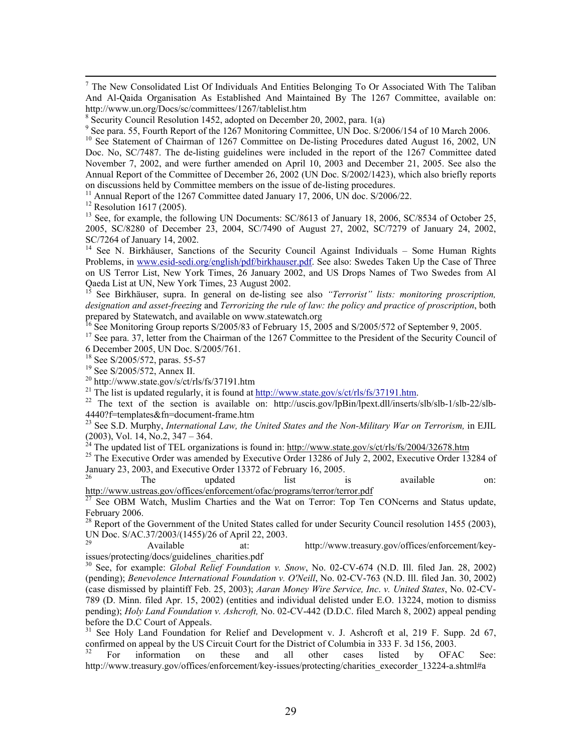[7] The New Consolidated List Of Individuals And Entities Belonging To Or Associated With The Taliban And Al-Qaida Organisation As Established And Maintained By The 1267 Committee, available on: http://www.un.org/Docs/sc/committees/1267/tablelist.htm

[8] Security Council Resolution 1452, adopted on December 20, 2002, para. 1(a)

[9] See para. 55, Fourth Report of the 1267 Monitoring Committee, UN Doc. S/2006/154 of 10 March 2006.

[10] See Statement of Chairman of 1267 Committee on De-listing Procedures dated August 16, 2002, UN Doc. No, SC/7487. The de-listing guidelines were included in the report of the 1267 Committee dated November 7, 2002, and were further amended on April 10, 2003 and December 21, 2005. See also the Annual Report of the Committee of December 26, 2002 (UN Doc. S/2002/1423), which also briefly reports on discussions held by Committee members on the issue of de-listing procedures.

[11] Annual Report of the 1267 Committee dated January 17, 2006, UN doc. S/2006/22.

[12] Resolution 1617 (2005).

[13] See, for example, the following UN Documents: SC/8613 of January 18, 2006, SC/8534 of October 25, 2005, SC/8280 of December 23, 2004, SC/7490 of August 27, 2002, SC/7279 of January 24, 2002, SC/7264 of January 14, 2002.

[14] See N. Birkhäuser, Sanctions of the Security Council Against Individuals – Some Human Rights Problems, in www.esid-sedi.org/english/pdf/birkhauser.pdf. See also: Swedes Taken Up the Case of Three on US Terror List, New York Times, 26 January 2002, and US Drops Names of Two Swedes from Al Qaeda List at UN, New York Times, 23 August 2002.

[15] See Birkhäuser, supra. In general on de-listing see also *"Terrorist" lists: monitoring proscription, designation and asset-freezing* and *Terrorizing the rule of law: the policy and practice of proscription*, both prepared by Statewatch, and available on www.statewatch.org

[16] See Monitoring Group reports S/2005/83 of February 15, 2005 and S/2005/572 of September 9, 2005.

[17] See para. 37, letter from the Chairman of the 1267 Committee to the President of the Security Council of 6 December 2005, UN Doc. S/2005/761.

[18] See S/2005/572, paras. 55-57

[19] See S/2005/572, Annex II.

[20] http://www.state.gov/s/ct/rls/fs/37191.htm

[21] The list is updated regularly, it is found at http://www.state.gov/s/ct/rls/fs/37191.htm.

[22] The text of the section is available on: http://uscis.gov/lpBin/lpext.dll/inserts/slb/slb-1/slb-22/slb-4440?f=templates&fn=document-frame.htm

[23] See S.D. Murphy, *International Law, the United States and the Non-Military War on Terrorism,* in EJIL (2003), Vol. 14, No.2, 347 – 364.

[24] The updated list of TEL organizations is found in: http://www.state.gov/s/ct/rls/fs/2004/32678.htm

[25] The Executive Order was amended by Executive Order 13286 of July 2, 2002, Executive Order 13284 of January 23, 2003, and Executive Order 13372 of February 16, 2005.

[26] The updated list is available on: http://www.ustreas.gov/offices/enforcement/ofac/programs/terror/terror.pdf

[27] See OBM Watch, Muslim Charties and the Wat on Terror: Top Ten CONcerns and Status update, February 2006.

[28] Report of the Government of the United States called for under Security Council resolution 1455 (2003), UN Doc. S/AC.37/2003/(1455)/26 of April 22, 2003.

[29] Available at: http://www.treasury.gov/offices/enforcement/key-issues/protecting/docs/guidelines_charities.pdf

[30] See, for example: *Global Relief Foundation v. Snow*, No. 02-CV-674 (N.D. Ill. filed Jan. 28, 2002) (pending); *Benevolence International Foundation v. O'Neill*, No. 02-CV-763 (N.D. Ill. filed Jan. 30, 2002) (case dismissed by plaintiff Feb. 25, 2003); *Aaran Money Wire Service, Inc. v. United States*, No. 02-CV-789 (D. Minn. filed Apr. 15, 2002) (entities and individual delisted under E.O. 13224, motion to dismiss pending); *Holy Land Foundation v. Ashcroft,* No. 02-CV-442 (D.D.C. filed March 8, 2002) appeal pending before the D.C Court of Appeals.

[31] See Holy Land Foundation for Relief and Development v. J. Ashcroft et al, 219 F. Supp. 2d 67, confirmed on appeal by the US Circuit Court for the District of Columbia in 333 F. 3d 156, 2003.

[32] For information on these and all other cases listed by OFAC See: http://www.treasury.gov/offices/enforcement/key-issues/protecting/charities_execorder_13224-a.shtml#a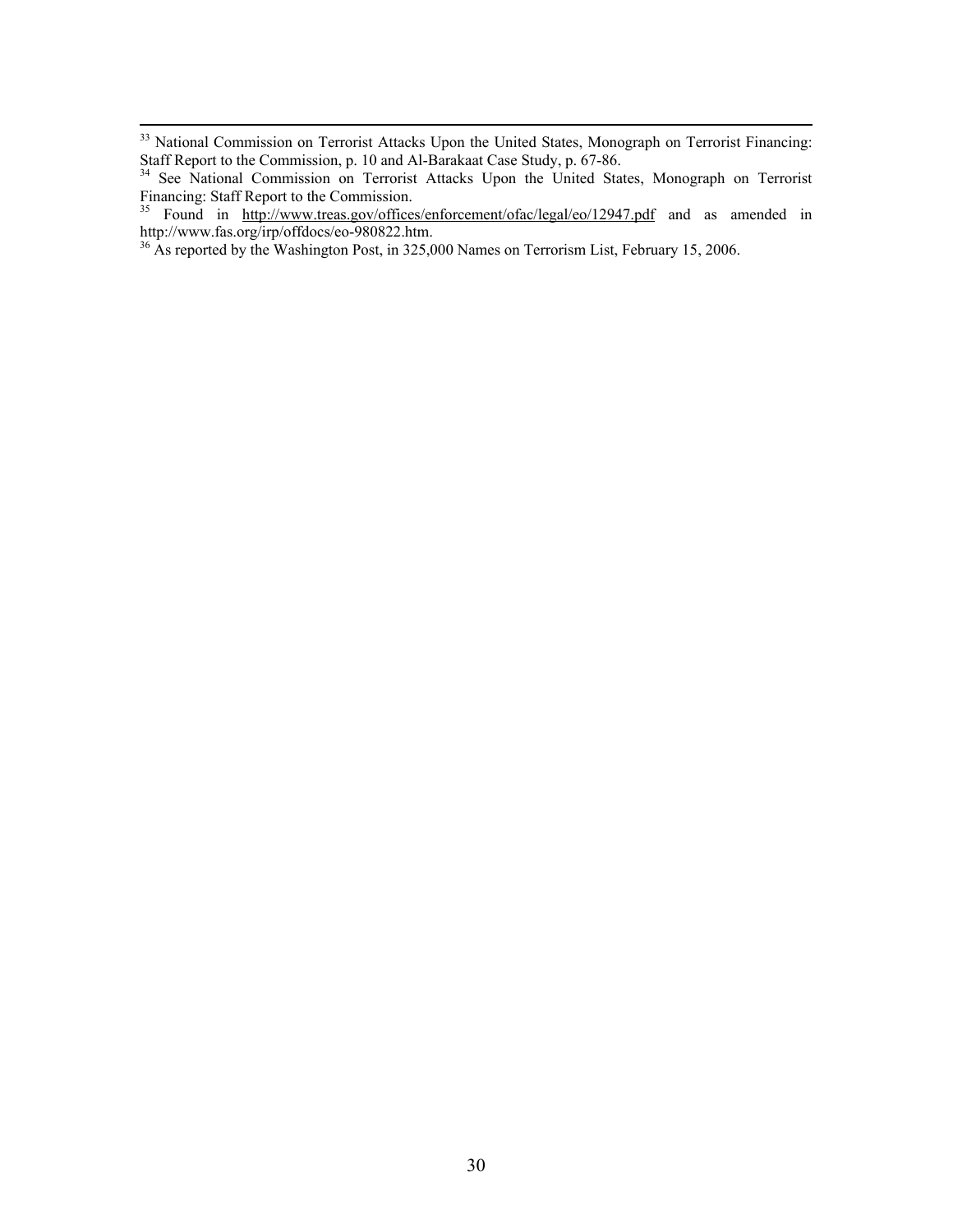[33] National Commission on Terrorist Attacks Upon the United States, Monograph on Terrorist Financing: Staff Report to the Commission, p. 10 and Al-Barakaat Case Study, p. 67-86.

[34] See National Commission on Terrorist Attacks Upon the United States, Monograph on Terrorist Financing: Staff Report to the Commission.

[35] Found in http://www.treas.gov/offices/enforcement/ofac/legal/eo/12947.pdf and as amended in http://www.fas.org/irp/offdocs/eo-980822.htm.

[36] As reported by the Washington Post, in 325,000 Names on Terrorism List, February 15, 2006.